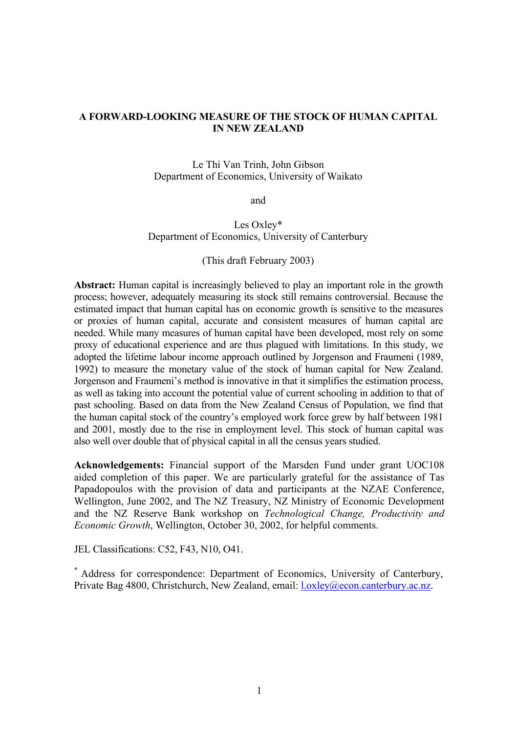# A FORWARD-LOOKING MEASURE OF THE STOCK OF HUMAN CAPITAL IN NEW ZEALAND

Le Thi Van Trinh, John Gibson
Department of Economics, University of Waikato

and

Les Oxley*
Department of Economics, University of Canterbury

(This draft February 2003)

**Abstract:** Human capital is increasingly believed to play an important role in the growth process; however, adequately measuring its stock still remains controversial. Because the estimated impact that human capital has on economic growth is sensitive to the measures or proxies of human capital, accurate and consistent measures of human capital are needed. While many measures of human capital have been developed, most rely on some proxy of educational experience and are thus plagued with limitations. In this study, we adopted the lifetime labour income approach outlined by Jorgenson and Fraumeni (1989, 1992) to measure the monetary value of the stock of human capital for New Zealand. Jorgenson and Fraumeni's method is innovative in that it simplifies the estimation process, as well as taking into account the potential value of current schooling in addition to that of past schooling. Based on data from the New Zealand Census of Population, we find that the human capital stock of the country's employed work force grew by half between 1981 and 2001, mostly due to the rise in employment level. This stock of human capital was also well over double that of physical capital in all the census years studied.

**Acknowledgements:** Financial support of the Marsden Fund under grant UOC108 aided completion of this paper. We are particularly grateful for the assistance of Tas Papadopoulos with the provision of data and participants at the NZAE Conference, Wellington, June 2002, and The NZ Treasury, NZ Ministry of Economic Development and the NZ Reserve Bank workshop on *Technological Change, Productivity and Economic Growth*, Wellington, October 30, 2002, for helpful comments.

JEL Classifications: C52, F43, N10, O41.

* Address for correspondence: Department of Economics, University of Canterbury, Private Bag 4800, Christchurch, New Zealand, email: l.oxley@econ.canterbury.ac.nz.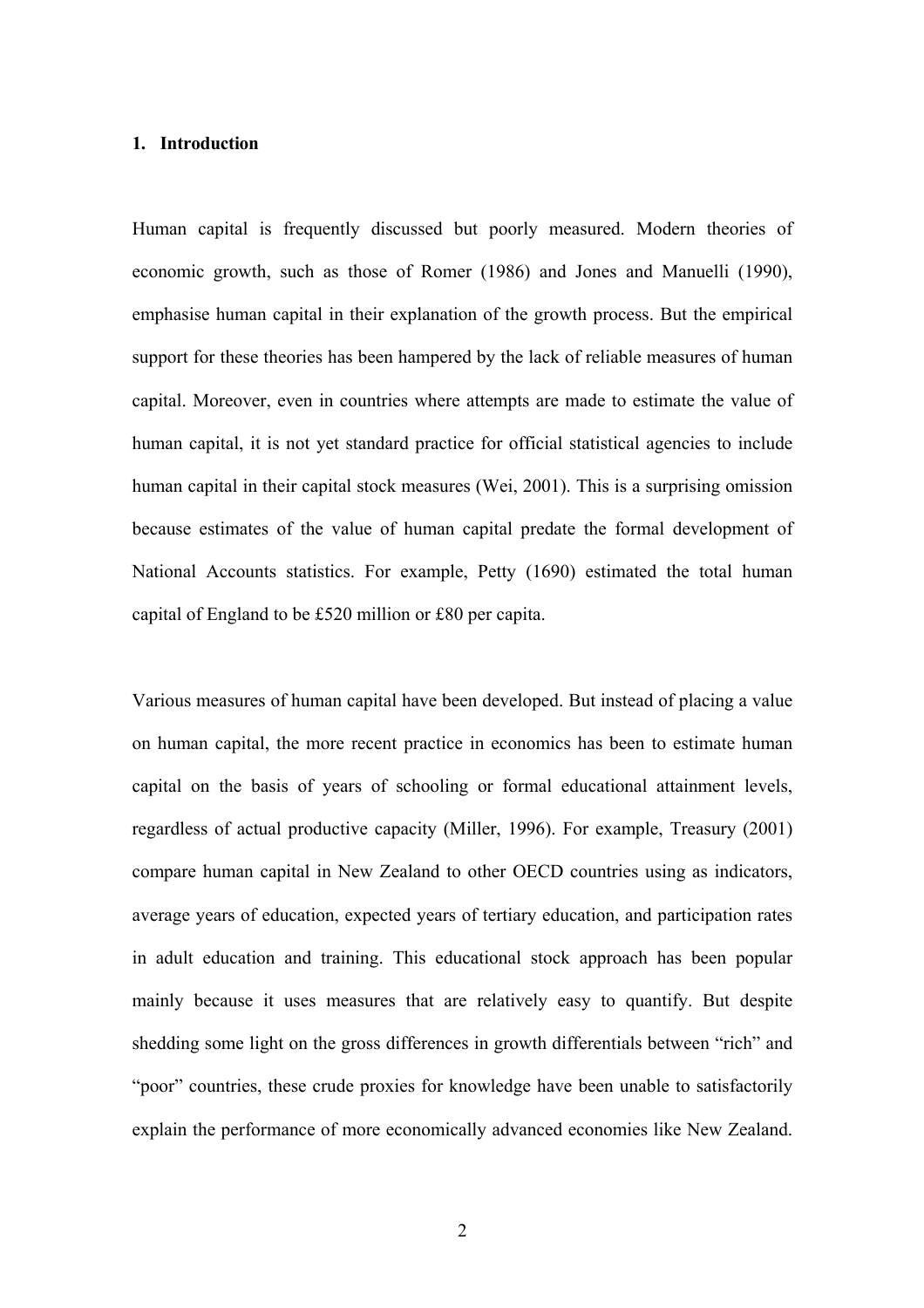## 1. Introduction

Human capital is frequently discussed but poorly measured. Modern theories of economic growth, such as those of Romer (1986) and Jones and Manuelli (1990), emphasise human capital in their explanation of the growth process. But the empirical support for these theories has been hampered by the lack of reliable measures of human capital. Moreover, even in countries where attempts are made to estimate the value of human capital, it is not yet standard practice for official statistical agencies to include human capital in their capital stock measures (Wei, 2001). This is a surprising omission because estimates of the value of human capital predate the formal development of National Accounts statistics. For example, Petty (1690) estimated the total human capital of England to be £520 million or £80 per capita.

Various measures of human capital have been developed. But instead of placing a value on human capital, the more recent practice in economics has been to estimate human capital on the basis of years of schooling or formal educational attainment levels, regardless of actual productive capacity (Miller, 1996). For example, Treasury (2001) compare human capital in New Zealand to other OECD countries using as indicators, average years of education, expected years of tertiary education, and participation rates in adult education and training. This educational stock approach has been popular mainly because it uses measures that are relatively easy to quantify. But despite shedding some light on the gross differences in growth differentials between "rich" and "poor" countries, these crude proxies for knowledge have been unable to satisfactorily explain the performance of more economically advanced economies like New Zealand.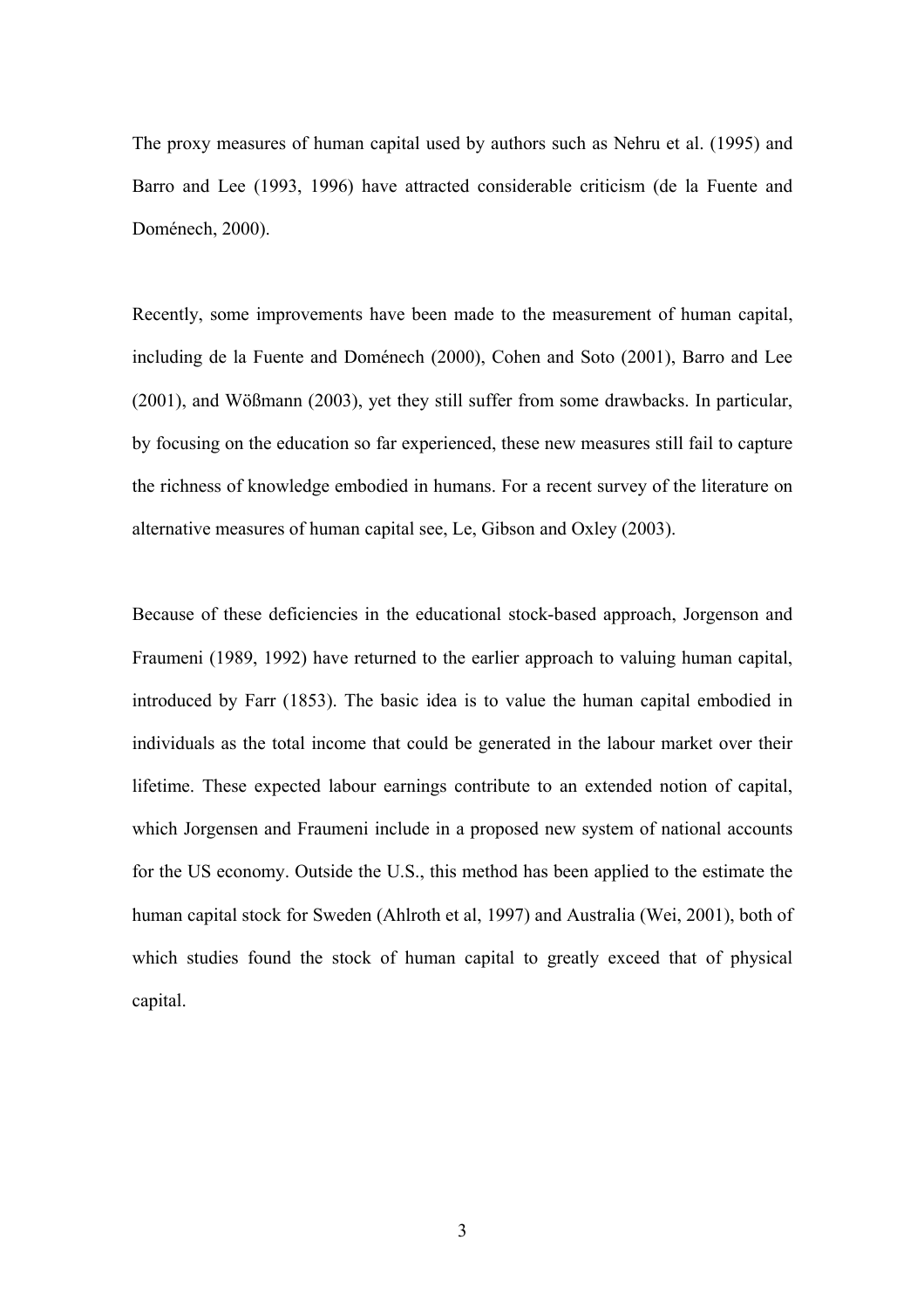The proxy measures of human capital used by authors such as Nehru et al. (1995) and Barro and Lee (1993, 1996) have attracted considerable criticism (de la Fuente and Doménech, 2000).

Recently, some improvements have been made to the measurement of human capital, including de la Fuente and Doménech (2000), Cohen and Soto (2001), Barro and Lee (2001), and Wößmann (2003), yet they still suffer from some drawbacks. In particular, by focusing on the education so far experienced, these new measures still fail to capture the richness of knowledge embodied in humans. For a recent survey of the literature on alternative measures of human capital see, Le, Gibson and Oxley (2003).

Because of these deficiencies in the educational stock-based approach, Jorgenson and Fraumeni (1989, 1992) have returned to the earlier approach to valuing human capital, introduced by Farr (1853). The basic idea is to value the human capital embodied in individuals as the total income that could be generated in the labour market over their lifetime. These expected labour earnings contribute to an extended notion of capital, which Jorgensen and Fraumeni include in a proposed new system of national accounts for the US economy. Outside the U.S., this method has been applied to the estimate the human capital stock for Sweden (Ahlroth et al, 1997) and Australia (Wei, 2001), both of which studies found the stock of human capital to greatly exceed that of physical capital.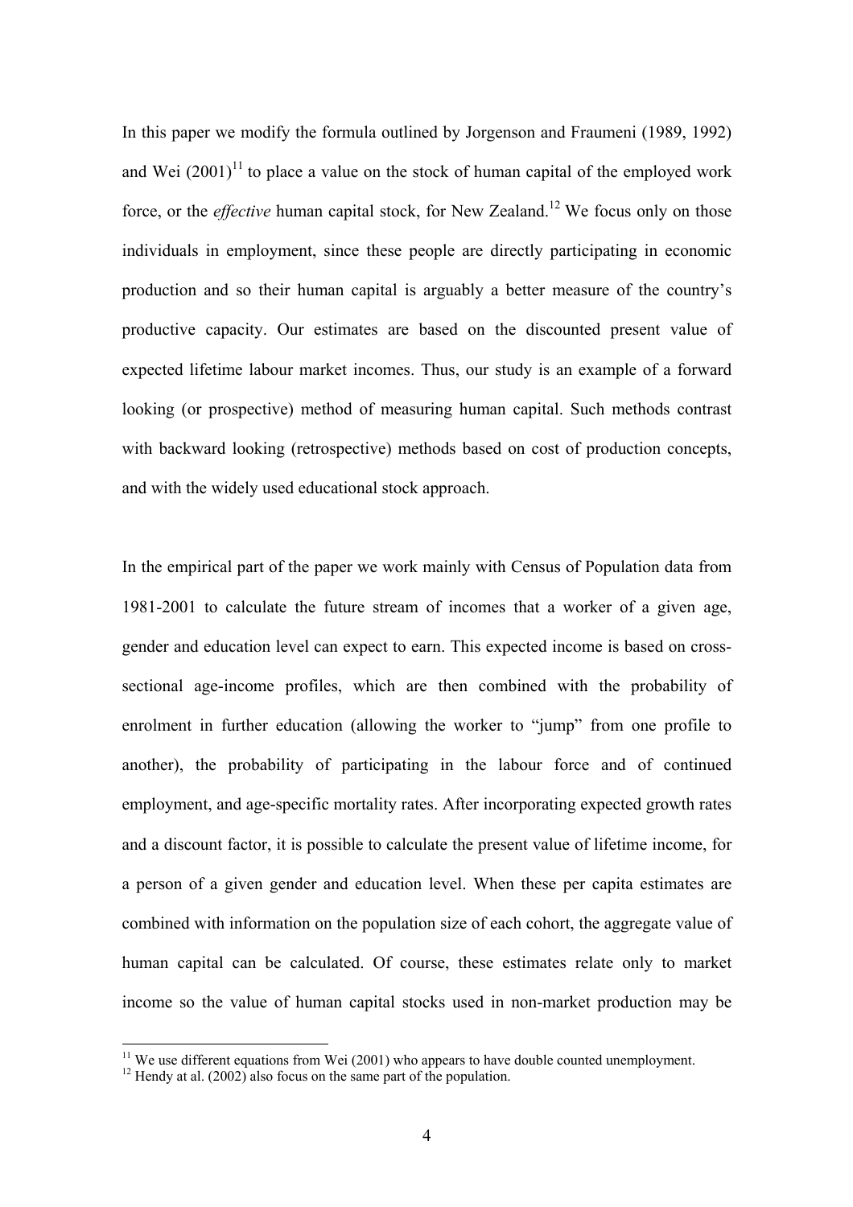In this paper we modify the formula outlined by Jorgenson and Fraumeni (1989, 1992) and Wei (2001)[11] to place a value on the stock of human capital of the employed work force, or the *effective* human capital stock, for New Zealand.[12] We focus only on those individuals in employment, since these people are directly participating in economic production and so their human capital is arguably a better measure of the country's productive capacity. Our estimates are based on the discounted present value of expected lifetime labour market incomes. Thus, our study is an example of a forward looking (or prospective) method of measuring human capital. Such methods contrast with backward looking (retrospective) methods based on cost of production concepts, and with the widely used educational stock approach.

In the empirical part of the paper we work mainly with Census of Population data from 1981-2001 to calculate the future stream of incomes that a worker of a given age, gender and education level can expect to earn. This expected income is based on cross-sectional age-income profiles, which are then combined with the probability of enrolment in further education (allowing the worker to "jump" from one profile to another), the probability of participating in the labour force and of continued employment, and age-specific mortality rates. After incorporating expected growth rates and a discount factor, it is possible to calculate the present value of lifetime income, for a person of a given gender and education level. When these per capita estimates are combined with information on the population size of each cohort, the aggregate value of human capital can be calculated. Of course, these estimates relate only to market income so the value of human capital stocks used in non-market production may be

[11] We use different equations from Wei (2001) who appears to have double counted unemployment.

[12] Hendy at al. (2002) also focus on the same part of the population.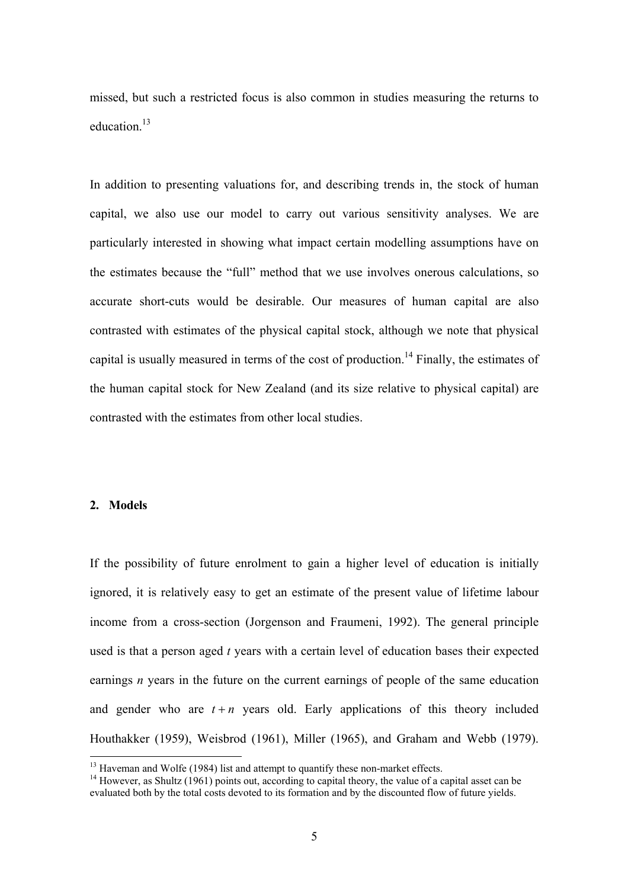missed, but such a restricted focus is also common in studies measuring the returns to education.[13]

In addition to presenting valuations for, and describing trends in, the stock of human capital, we also use our model to carry out various sensitivity analyses. We are particularly interested in showing what impact certain modelling assumptions have on the estimates because the "full" method that we use involves onerous calculations, so accurate short-cuts would be desirable. Our measures of human capital are also contrasted with estimates of the physical capital stock, although we note that physical capital is usually measured in terms of the cost of production.[14] Finally, the estimates of the human capital stock for New Zealand (and its size relative to physical capital) are contrasted with the estimates from other local studies.

## 2. Models

If the possibility of future enrolment to gain a higher level of education is initially ignored, it is relatively easy to get an estimate of the present value of lifetime labour income from a cross-section (Jorgenson and Fraumeni, 1992). The general principle used is that a person aged $t$ years with a certain level of education bases their expected earnings $n$ years in the future on the current earnings of people of the same education and gender who are $t+n$ years old. Early applications of this theory included Houthakker (1959), Weisbrod (1961), Miller (1965), and Graham and Webb (1979).

[13] Haveman and Wolfe (1984) list and attempt to quantify these non-market effects.

[14] However, as Shultz (1961) points out, according to capital theory, the value of a capital asset can be evaluated both by the total costs devoted to its formation and by the discounted flow of future yields.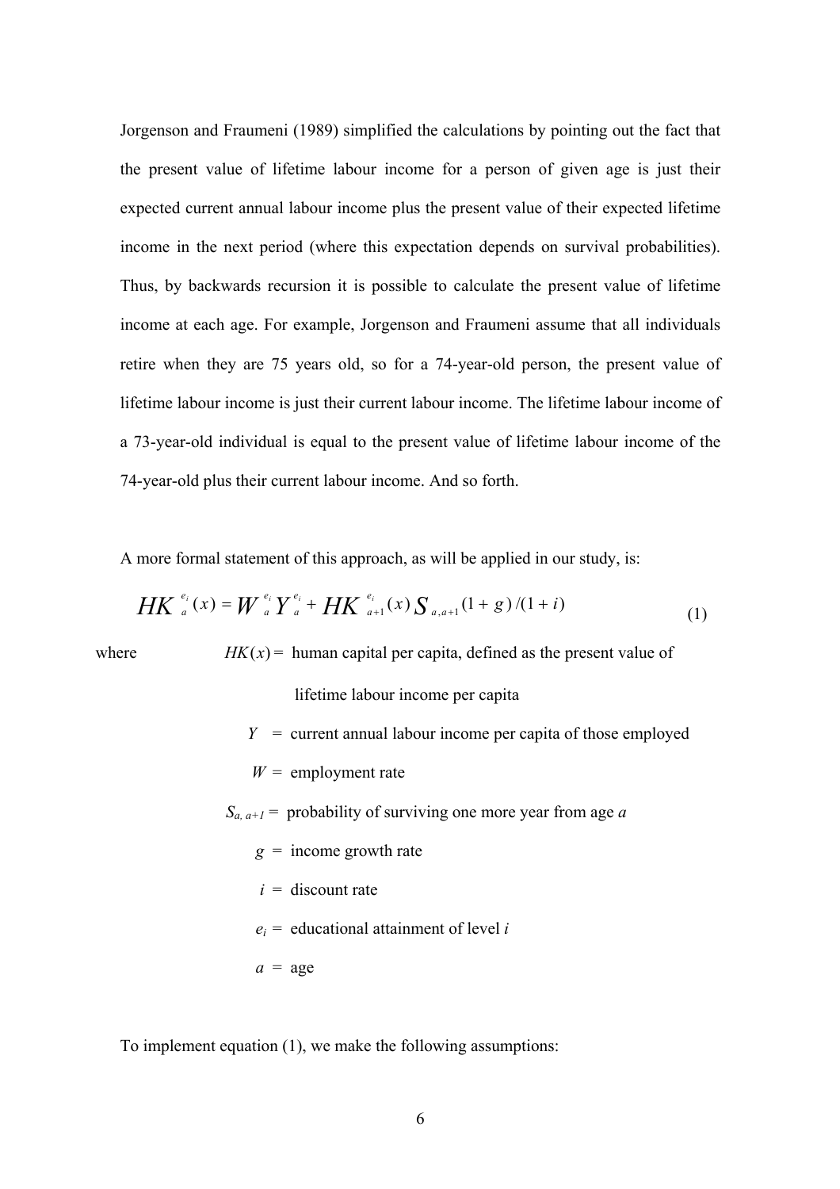Jorgenson and Fraumeni (1989) simplified the calculations by pointing out the fact that the present value of lifetime labour income for a person of given age is just their expected current annual labour income plus the present value of their expected lifetime income in the next period (where this expectation depends on survival probabilities). Thus, by backwards recursion it is possible to calculate the present value of lifetime income at each age. For example, Jorgenson and Fraumeni assume that all individuals retire when they are 75 years old, so for a 74-year-old person, the present value of lifetime labour income is just their current labour income. The lifetime labour income of a 73-year-old individual is equal to the present value of lifetime labour income of the 74-year-old plus their current labour income. And so forth.

A more formal statement of this approach, as will be applied in our study, is:

$$HK_a^{e_i}(x) = W_a^{e_i} Y_a^{e_i} + HK_{a+1}^{e_i}(x)\, S_{a,a+1}(1+g)/(1+i) \tag{1}$$

where $HK(x)$ = human capital per capita, defined as the present value of lifetime labour income per capita

$Y$ = current annual labour income per capita of those employed

$W$ = employment rate

$S_{a,\,a+1}$ = probability of surviving one more year from age $a$

$g$ = income growth rate

$i$ = discount rate

$e_i$ = educational attainment of level $i$

$a$ = age

To implement equation (1), we make the following assumptions: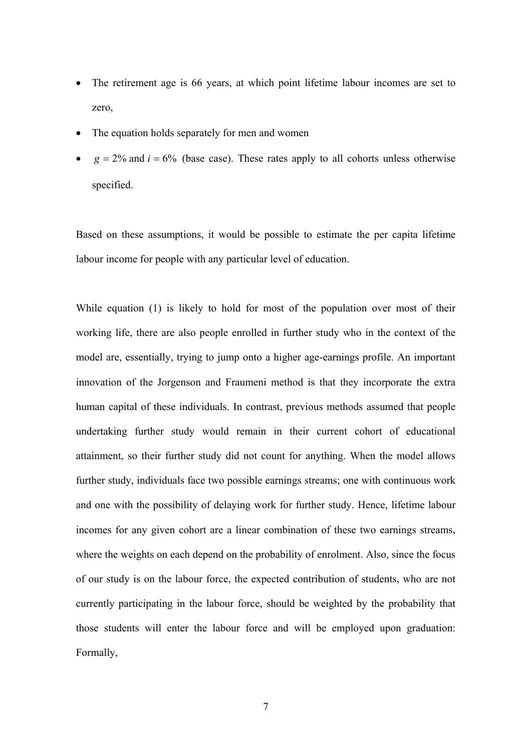- The retirement age is 66 years, at which point lifetime labour incomes are set to zero,
- The equation holds separately for men and women
- $g = 2\%$ and $i = 6\%$ (base case). These rates apply to all cohorts unless otherwise specified.

Based on these assumptions, it would be possible to estimate the per capita lifetime labour income for people with any particular level of education.

While equation (1) is likely to hold for most of the population over most of their working life, there are also people enrolled in further study who in the context of the model are, essentially, trying to jump onto a higher age-earnings profile. An important innovation of the Jorgenson and Fraumeni method is that they incorporate the extra human capital of these individuals. In contrast, previous methods assumed that people undertaking further study would remain in their current cohort of educational attainment, so their further study did not count for anything. When the model allows further study, individuals face two possible earnings streams; one with continuous work and one with the possibility of delaying work for further study. Hence, lifetime labour incomes for any given cohort are a linear combination of these two earnings streams, where the weights on each depend on the probability of enrolment. Also, since the focus of our study is on the labour force, the expected contribution of students, who are not currently participating in the labour force, should be weighted by the probability that those students will enter the labour force and will be employed upon graduation: Formally,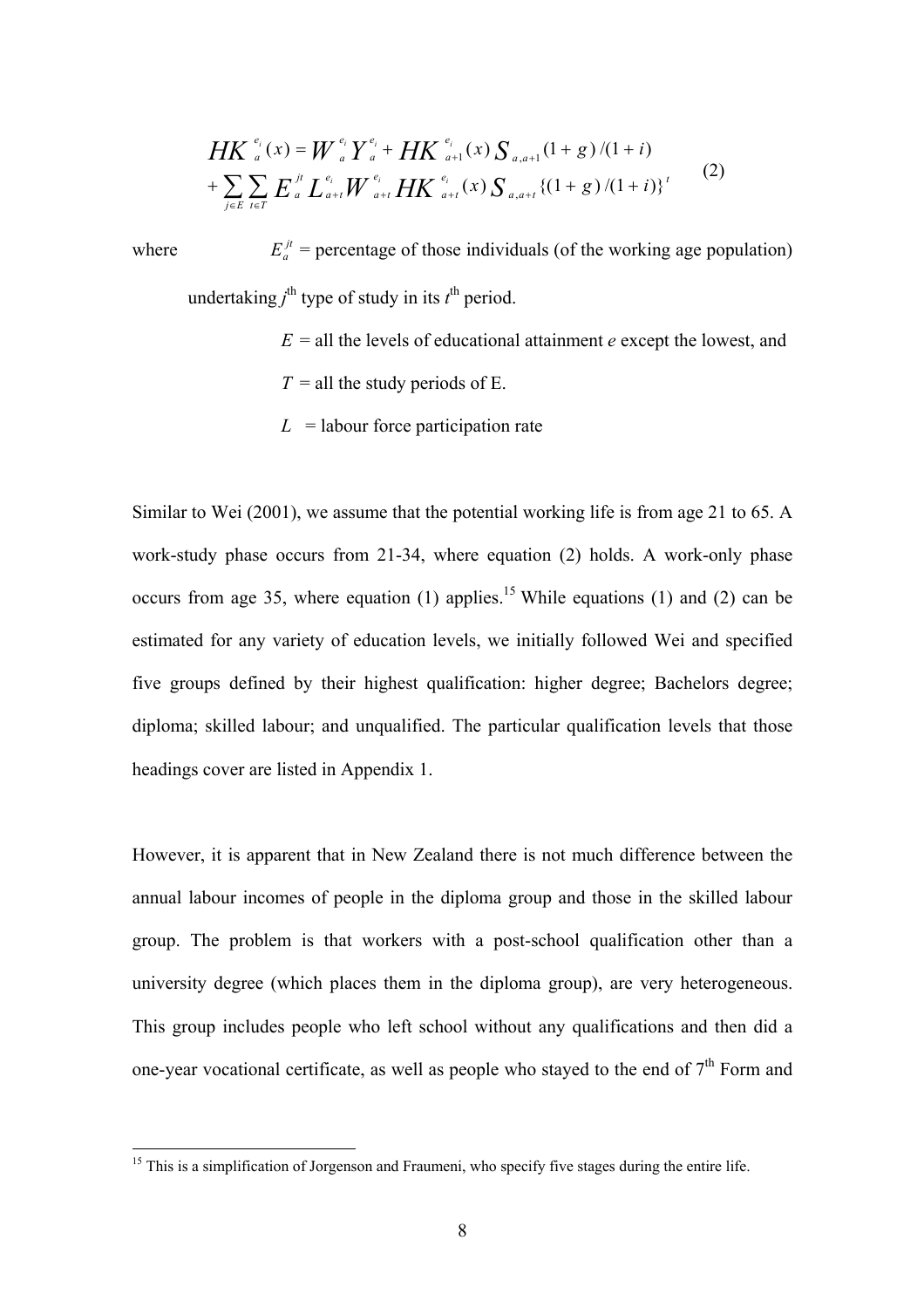$$
\begin{aligned}
HK_a^{e_i}(x) &= W_a^{e_i} Y_a^{e_i} + HK_{a+1}^{e_i}(x) S_{a,a+1} (1+g)/(1+i) \\
&+ \sum_{j \in E} \sum_{t \in T} E_a^{jt} L_{a+t}^{e_i} W_{a+t}^{e_i} HK_{a+t}^{e_i}(x) S_{a,a+t} \{(1+g)/(1+i)\}^t
\end{aligned}
\qquad (2)
$$

where $E_a^{jt}$ = percentage of those individuals (of the working age population) undertaking $j^{\text{th}}$ type of study in its $t^{\text{th}}$ period.

$E$ = all the levels of educational attainment $e$ except the lowest, and

$T$ = all the study periods of E.

$L$ = labour force participation rate

Similar to Wei (2001), we assume that the potential working life is from age 21 to 65. A work-study phase occurs from 21-34, where equation (2) holds. A work-only phase occurs from age 35, where equation (1) applies.[15] While equations (1) and (2) can be estimated for any variety of education levels, we initially followed Wei and specified five groups defined by their highest qualification: higher degree; Bachelors degree; diploma; skilled labour; and unqualified. The particular qualification levels that those headings cover are listed in Appendix 1.

However, it is apparent that in New Zealand there is not much difference between the annual labour incomes of people in the diploma group and those in the skilled labour group. The problem is that workers with a post-school qualification other than a university degree (which places them in the diploma group), are very heterogeneous. This group includes people who left school without any qualifications and then did a one-year vocational certificate, as well as people who stayed to the end of 7th Form and

[15] This is a simplification of Jorgenson and Fraumeni, who specify five stages during the entire life.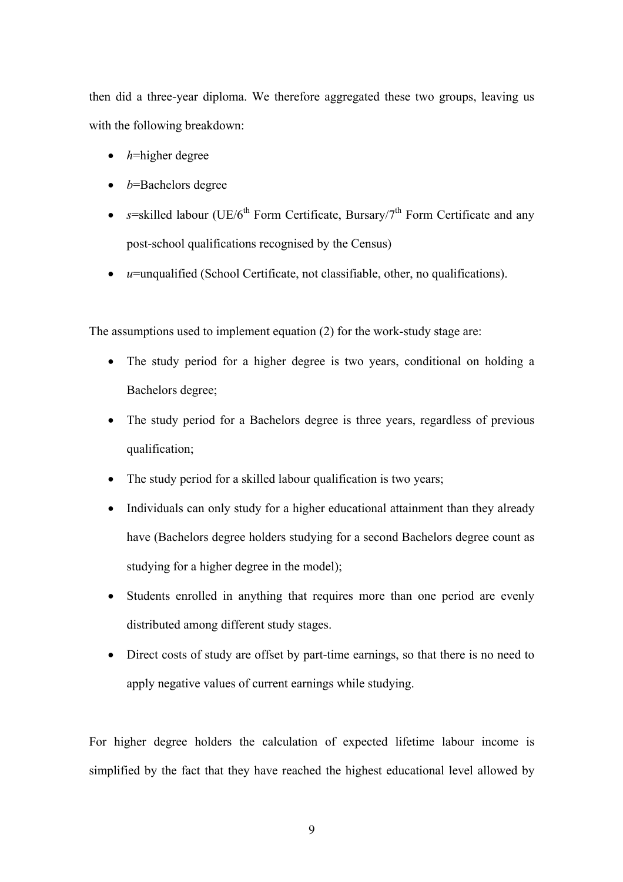then did a three-year diploma. We therefore aggregated these two groups, leaving us with the following breakdown:

- *h*=higher degree
- *b*=Bachelors degree
- *s*=skilled labour (UE/6th Form Certificate, Bursary/7th Form Certificate and any post-school qualifications recognised by the Census)
- *u*=unqualified (School Certificate, not classifiable, other, no qualifications).

The assumptions used to implement equation (2) for the work-study stage are:

- The study period for a higher degree is two years, conditional on holding a Bachelors degree;
- The study period for a Bachelors degree is three years, regardless of previous qualification;
- The study period for a skilled labour qualification is two years;
- Individuals can only study for a higher educational attainment than they already have (Bachelors degree holders studying for a second Bachelors degree count as studying for a higher degree in the model);
- Students enrolled in anything that requires more than one period are evenly distributed among different study stages.
- Direct costs of study are offset by part-time earnings, so that there is no need to apply negative values of current earnings while studying.

For higher degree holders the calculation of expected lifetime labour income is simplified by the fact that they have reached the highest educational level allowed by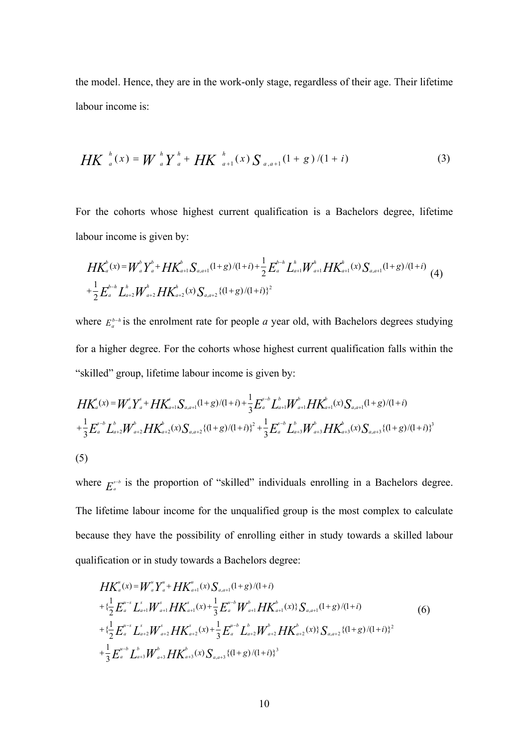the model. Hence, they are in the work-only stage, regardless of their age. Their lifetime labour income is:

$$HK_a^h(x) = W_a^h Y_a^h + HK_{a+1}^h(x) S_{a,a+1}(1+g)/(1+i) \tag{3}$$

For the cohorts whose highest current qualification is a Bachelors degree, lifetime labour income is given by:

$$\begin{aligned} HK_a^b(x) = {} & W_a^b Y_a^b + HK_{a+1}^b S_{a,a+1}(1+g)/(1+i) + \frac{1}{2} E_a^{b-h} L_{a+1}^h W_{a+1}^h HK_{a+1}^h(x) S_{a,a+1}(1+g)/(1+i) \\ & + \frac{1}{2} E_a^{b-h} L_{a+2}^h W_{a+2}^h HK_{a+2}^h(x) S_{a,a+2}\{(1+g)/(1+i)\}^2 \end{aligned} \tag{4}$$

where $E_a^{b-h}$ is the enrolment rate for people *a* year old, with Bachelors degrees studying for a higher degree. For the cohorts whose highest current qualification falls within the "skilled" group, lifetime labour income is given by:

$$\begin{aligned} HK_a^s(x) = {} & W_a^s Y_a^s + HK_{a+1}^s S_{a,a+1}(1+g)/(1+i) + \frac{1}{3} E_a^{s-b} L_{a+1}^b W_{a+1}^b HK_{a+1}^b(x) S_{a,a+1}(1+g)/(1+i) \\ & + \frac{1}{3} E_a^{s-b} L_{a+2}^b W_{a+2}^b HK_{a+2}^b(x) S_{a,a+2}\{(1+g)/(1+i)\}^2 + \frac{1}{3} E_a^{s-b} L_{a+3}^b W_{a+3}^b HK_{a+3}^b(x) S_{a,a+3}\{(1+g)/(1+i)\}^3 \end{aligned}$$

(5)

where $E_a^{s-b}$ is the proportion of "skilled" individuals enrolling in a Bachelors degree. The lifetime labour income for the unqualified group is the most complex to calculate because they have the possibility of enrolling either in study towards a skilled labour qualification or in study towards a Bachelors degree:

$$\begin{aligned} HK_a^u(x) = {} & W_a^u Y_a^u + HK_{a+1}^u(x) S_{a,a+1}(1+g)/(1+i) \\ & + \{\frac{1}{2} E_a^{u-s} L_{a+1}^s W_{a+1}^s HK_{a+1}^s(x) + \frac{1}{3} E_a^{u-b} W_{a+1}^b HK_{a+1}^b(x)\} S_{a,a+1}(1+g)/(1+i) \\ & + \{\frac{1}{2} E_a^{u-s} L_{a+2}^s W_{a+2}^s HK_{a+2}^s(x) + \frac{1}{3} E_a^{u-b} L_{a+2}^b W_{a+2}^b HK_{a+2}^b(x)\} S_{a,a+2}\{(1+g)/(1+i)\}^2 \\ & + \frac{1}{3} E_a^{u-b} L_{a+3}^b W_{a+3}^b HK_{a+3}^b(x) S_{a,a+3}\{(1+g)/(1+i)\}^3 \end{aligned} \tag{6}$$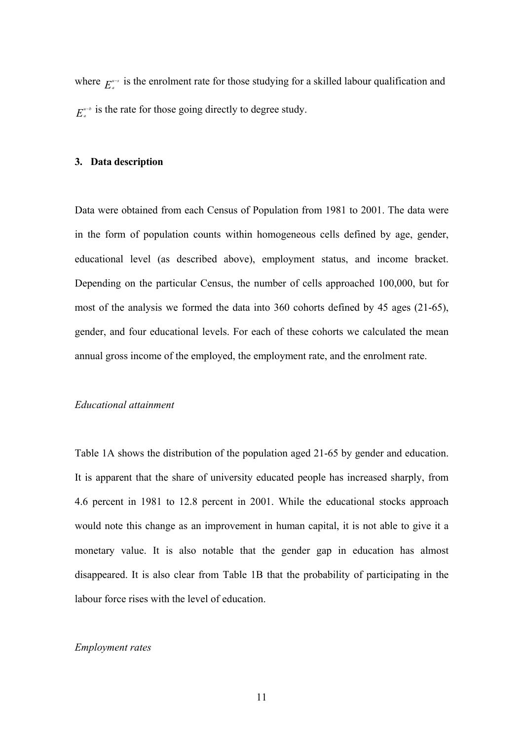where $E_a^{u-s}$ is the enrolment rate for those studying for a skilled labour qualification and $E_a^{u-b}$ is the rate for those going directly to degree study.

### 3. Data description

Data were obtained from each Census of Population from 1981 to 2001. The data were in the form of population counts within homogeneous cells defined by age, gender, educational level (as described above), employment status, and income bracket. Depending on the particular Census, the number of cells approached 100,000, but for most of the analysis we formed the data into 360 cohorts defined by 45 ages (21-65), gender, and four educational levels. For each of these cohorts we calculated the mean annual gross income of the employed, the employment rate, and the enrolment rate.

*Educational attainment*

Table 1A shows the distribution of the population aged 21-65 by gender and education. It is apparent that the share of university educated people has increased sharply, from 4.6 percent in 1981 to 12.8 percent in 2001. While the educational stocks approach would note this change as an improvement in human capital, it is not able to give it a monetary value. It is also notable that the gender gap in education has almost disappeared. It is also clear from Table 1B that the probability of participating in the labour force rises with the level of education.

*Employment rates*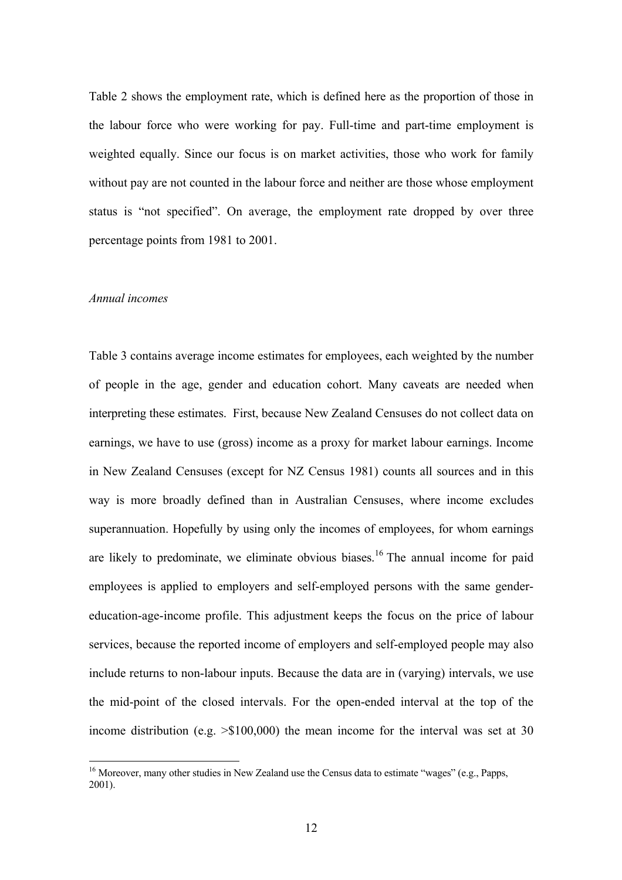Table 2 shows the employment rate, which is defined here as the proportion of those in the labour force who were working for pay. Full-time and part-time employment is weighted equally. Since our focus is on market activities, those who work for family without pay are not counted in the labour force and neither are those whose employment status is "not specified". On average, the employment rate dropped by over three percentage points from 1981 to 2001.

*Annual incomes*

Table 3 contains average income estimates for employees, each weighted by the number of people in the age, gender and education cohort. Many caveats are needed when interpreting these estimates. First, because New Zealand Censuses do not collect data on earnings, we have to use (gross) income as a proxy for market labour earnings. Income in New Zealand Censuses (except for NZ Census 1981) counts all sources and in this way is more broadly defined than in Australian Censuses, where income excludes superannuation. Hopefully by using only the incomes of employees, for whom earnings are likely to predominate, we eliminate obvious biases.[16] The annual income for paid employees is applied to employers and self-employed persons with the same gender-education-age-income profile. This adjustment keeps the focus on the price of labour services, because the reported income of employers and self-employed people may also include returns to non-labour inputs. Because the data are in (varying) intervals, we use the mid-point of the closed intervals. For the open-ended interval at the top of the income distribution (e.g. >$100,000) the mean income for the interval was set at 30

[16] Moreover, many other studies in New Zealand use the Census data to estimate "wages" (e.g., Papps, 2001).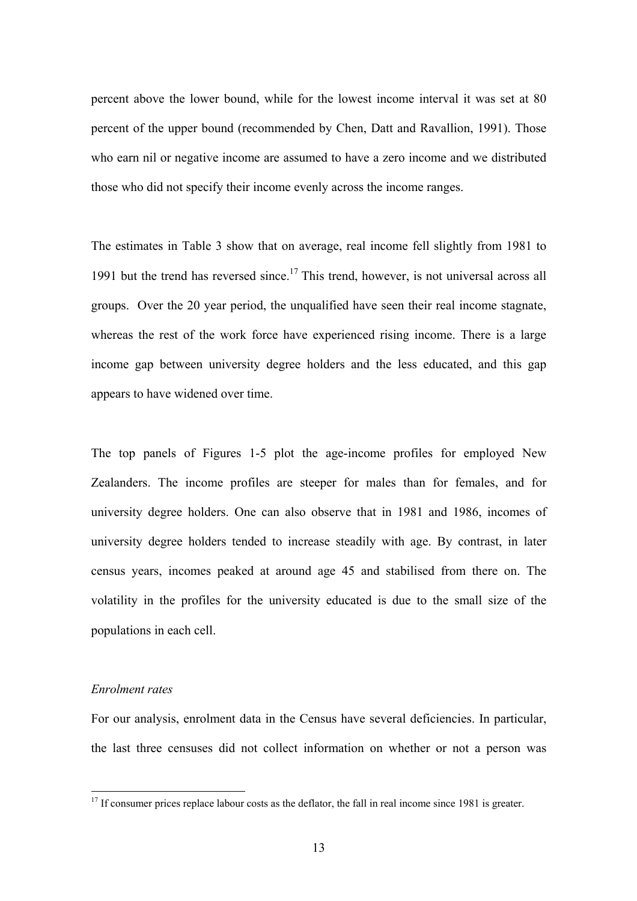percent above the lower bound, while for the lowest income interval it was set at 80 percent of the upper bound (recommended by Chen, Datt and Ravallion, 1991). Those who earn nil or negative income are assumed to have a zero income and we distributed those who did not specify their income evenly across the income ranges.

The estimates in Table 3 show that on average, real income fell slightly from 1981 to 1991 but the trend has reversed since.[17] This trend, however, is not universal across all groups. Over the 20 year period, the unqualified have seen their real income stagnate, whereas the rest of the work force have experienced rising income. There is a large income gap between university degree holders and the less educated, and this gap appears to have widened over time.

The top panels of Figures 1-5 plot the age-income profiles for employed New Zealanders. The income profiles are steeper for males than for females, and for university degree holders. One can also observe that in 1981 and 1986, incomes of university degree holders tended to increase steadily with age. By contrast, in later census years, incomes peaked at around age 45 and stabilised from there on. The volatility in the profiles for the university educated is due to the small size of the populations in each cell.

*Enrolment rates*

For our analysis, enrolment data in the Census have several deficiencies. In particular, the last three censuses did not collect information on whether or not a person was

[17] If consumer prices replace labour costs as the deflator, the fall in real income since 1981 is greater.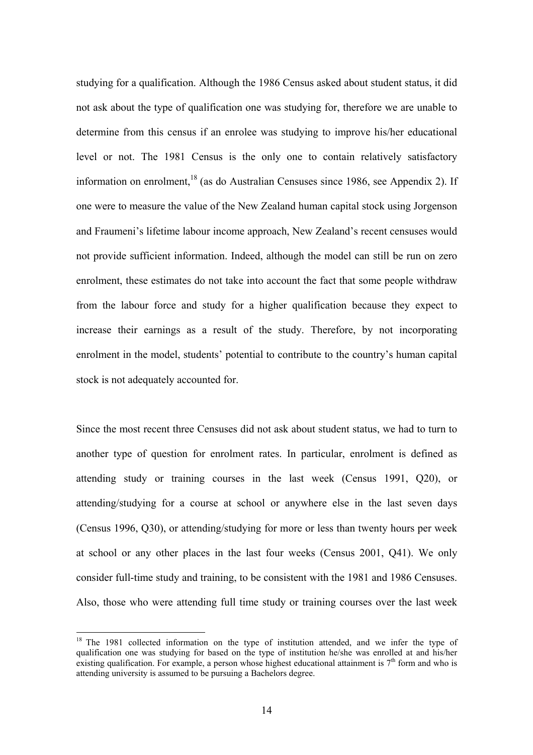studying for a qualification. Although the 1986 Census asked about student status, it did not ask about the type of qualification one was studying for, therefore we are unable to determine from this census if an enrolee was studying to improve his/her educational level or not. The 1981 Census is the only one to contain relatively satisfactory information on enrolment,[18] (as do Australian Censuses since 1986, see Appendix 2). If one were to measure the value of the New Zealand human capital stock using Jorgenson and Fraumeni's lifetime labour income approach, New Zealand's recent censuses would not provide sufficient information. Indeed, although the model can still be run on zero enrolment, these estimates do not take into account the fact that some people withdraw from the labour force and study for a higher qualification because they expect to increase their earnings as a result of the study. Therefore, by not incorporating enrolment in the model, students' potential to contribute to the country's human capital stock is not adequately accounted for.

Since the most recent three Censuses did not ask about student status, we had to turn to another type of question for enrolment rates. In particular, enrolment is defined as attending study or training courses in the last week (Census 1991, Q20), or attending/studying for a course at school or anywhere else in the last seven days (Census 1996, Q30), or attending/studying for more or less than twenty hours per week at school or any other places in the last four weeks (Census 2001, Q41). We only consider full-time study and training, to be consistent with the 1981 and 1986 Censuses. Also, those who were attending full time study or training courses over the last week

[18] The 1981 collected information on the type of institution attended, and we infer the type of qualification one was studying for based on the type of institution he/she was enrolled at and his/her existing qualification. For example, a person whose highest educational attainment is 7th form and who is attending university is assumed to be pursuing a Bachelors degree.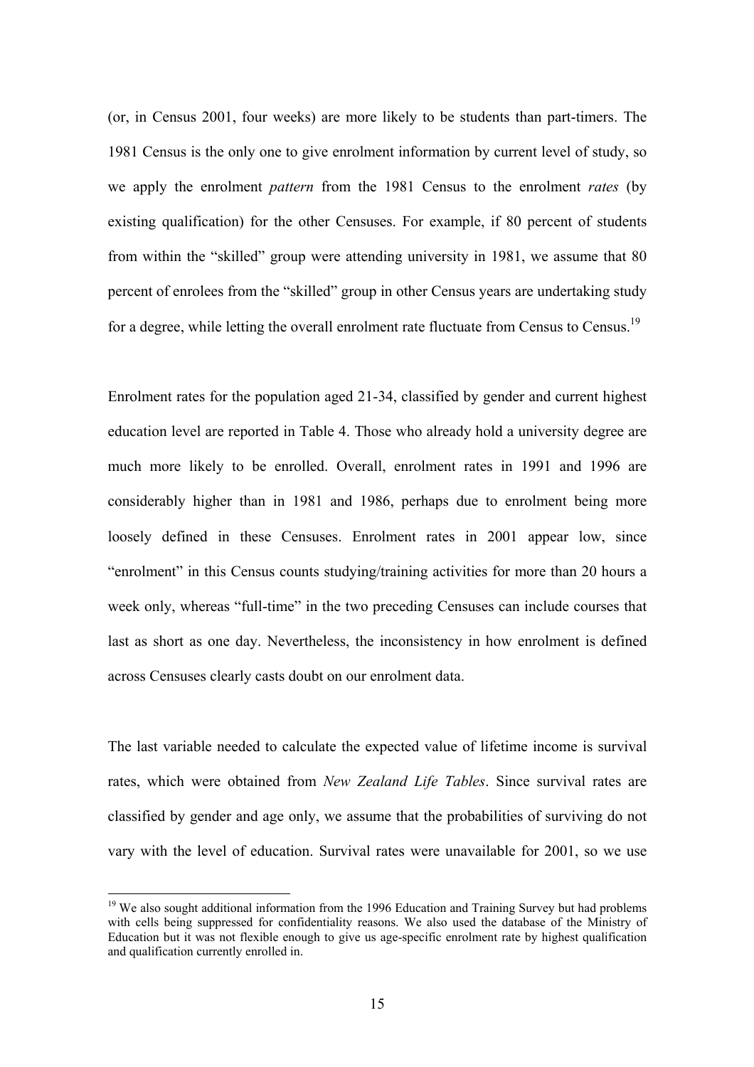(or, in Census 2001, four weeks) are more likely to be students than part-timers. The 1981 Census is the only one to give enrolment information by current level of study, so we apply the enrolment *pattern* from the 1981 Census to the enrolment *rates* (by existing qualification) for the other Censuses. For example, if 80 percent of students from within the "skilled" group were attending university in 1981, we assume that 80 percent of enrolees from the "skilled" group in other Census years are undertaking study for a degree, while letting the overall enrolment rate fluctuate from Census to Census.[19]

Enrolment rates for the population aged 21-34, classified by gender and current highest education level are reported in Table 4. Those who already hold a university degree are much more likely to be enrolled. Overall, enrolment rates in 1991 and 1996 are considerably higher than in 1981 and 1986, perhaps due to enrolment being more loosely defined in these Censuses. Enrolment rates in 2001 appear low, since "enrolment" in this Census counts studying/training activities for more than 20 hours a week only, whereas "full-time" in the two preceding Censuses can include courses that last as short as one day. Nevertheless, the inconsistency in how enrolment is defined across Censuses clearly casts doubt on our enrolment data.

The last variable needed to calculate the expected value of lifetime income is survival rates, which were obtained from *New Zealand Life Tables*. Since survival rates are classified by gender and age only, we assume that the probabilities of surviving do not vary with the level of education. Survival rates were unavailable for 2001, so we use

[19] We also sought additional information from the 1996 Education and Training Survey but had problems with cells being suppressed for confidentiality reasons. We also used the database of the Ministry of Education but it was not flexible enough to give us age-specific enrolment rate by highest qualification and qualification currently enrolled in.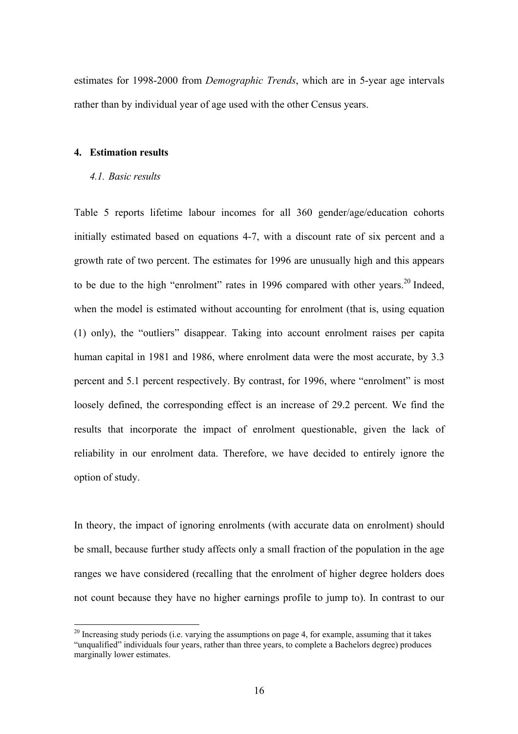estimates for 1998-2000 from *Demographic Trends*, which are in 5-year age intervals rather than by individual year of age used with the other Census years.

## 4. Estimation results

### *4.1. Basic results*

Table 5 reports lifetime labour incomes for all 360 gender/age/education cohorts initially estimated based on equations 4-7, with a discount rate of six percent and a growth rate of two percent. The estimates for 1996 are unusually high and this appears to be due to the high "enrolment" rates in 1996 compared with other years.[20] Indeed, when the model is estimated without accounting for enrolment (that is, using equation (1) only), the "outliers" disappear. Taking into account enrolment raises per capita human capital in 1981 and 1986, where enrolment data were the most accurate, by 3.3 percent and 5.1 percent respectively. By contrast, for 1996, where "enrolment" is most loosely defined, the corresponding effect is an increase of 29.2 percent. We find the results that incorporate the impact of enrolment questionable, given the lack of reliability in our enrolment data. Therefore, we have decided to entirely ignore the option of study.

In theory, the impact of ignoring enrolments (with accurate data on enrolment) should be small, because further study affects only a small fraction of the population in the age ranges we have considered (recalling that the enrolment of higher degree holders does not count because they have no higher earnings profile to jump to). In contrast to our

[20] Increasing study periods (i.e. varying the assumptions on page 4, for example, assuming that it takes "unqualified" individuals four years, rather than three years, to complete a Bachelors degree) produces marginally lower estimates.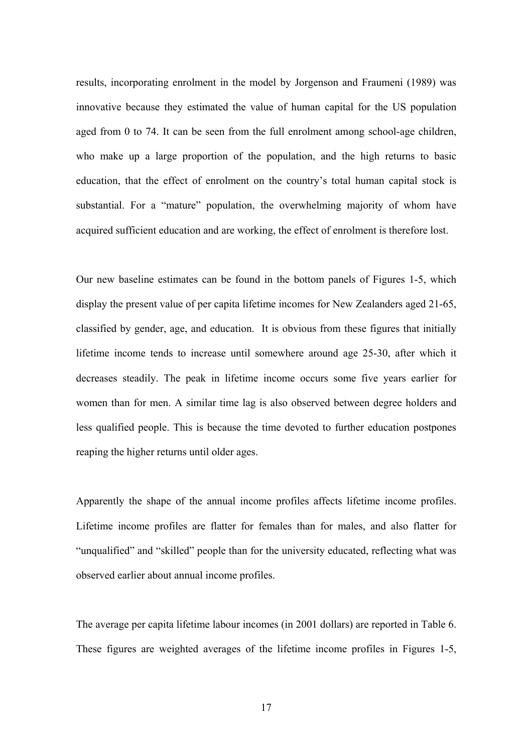results, incorporating enrolment in the model by Jorgenson and Fraumeni (1989) was innovative because they estimated the value of human capital for the US population aged from 0 to 74. It can be seen from the full enrolment among school-age children, who make up a large proportion of the population, and the high returns to basic education, that the effect of enrolment on the country's total human capital stock is substantial. For a "mature" population, the overwhelming majority of whom have acquired sufficient education and are working, the effect of enrolment is therefore lost.

Our new baseline estimates can be found in the bottom panels of Figures 1-5, which display the present value of per capita lifetime incomes for New Zealanders aged 21-65, classified by gender, age, and education. It is obvious from these figures that initially lifetime income tends to increase until somewhere around age 25-30, after which it decreases steadily. The peak in lifetime income occurs some five years earlier for women than for men. A similar time lag is also observed between degree holders and less qualified people. This is because the time devoted to further education postpones reaping the higher returns until older ages.

Apparently the shape of the annual income profiles affects lifetime income profiles. Lifetime income profiles are flatter for females than for males, and also flatter for "unqualified" and "skilled" people than for the university educated, reflecting what was observed earlier about annual income profiles.

The average per capita lifetime labour incomes (in 2001 dollars) are reported in Table 6. These figures are weighted averages of the lifetime income profiles in Figures 1-5,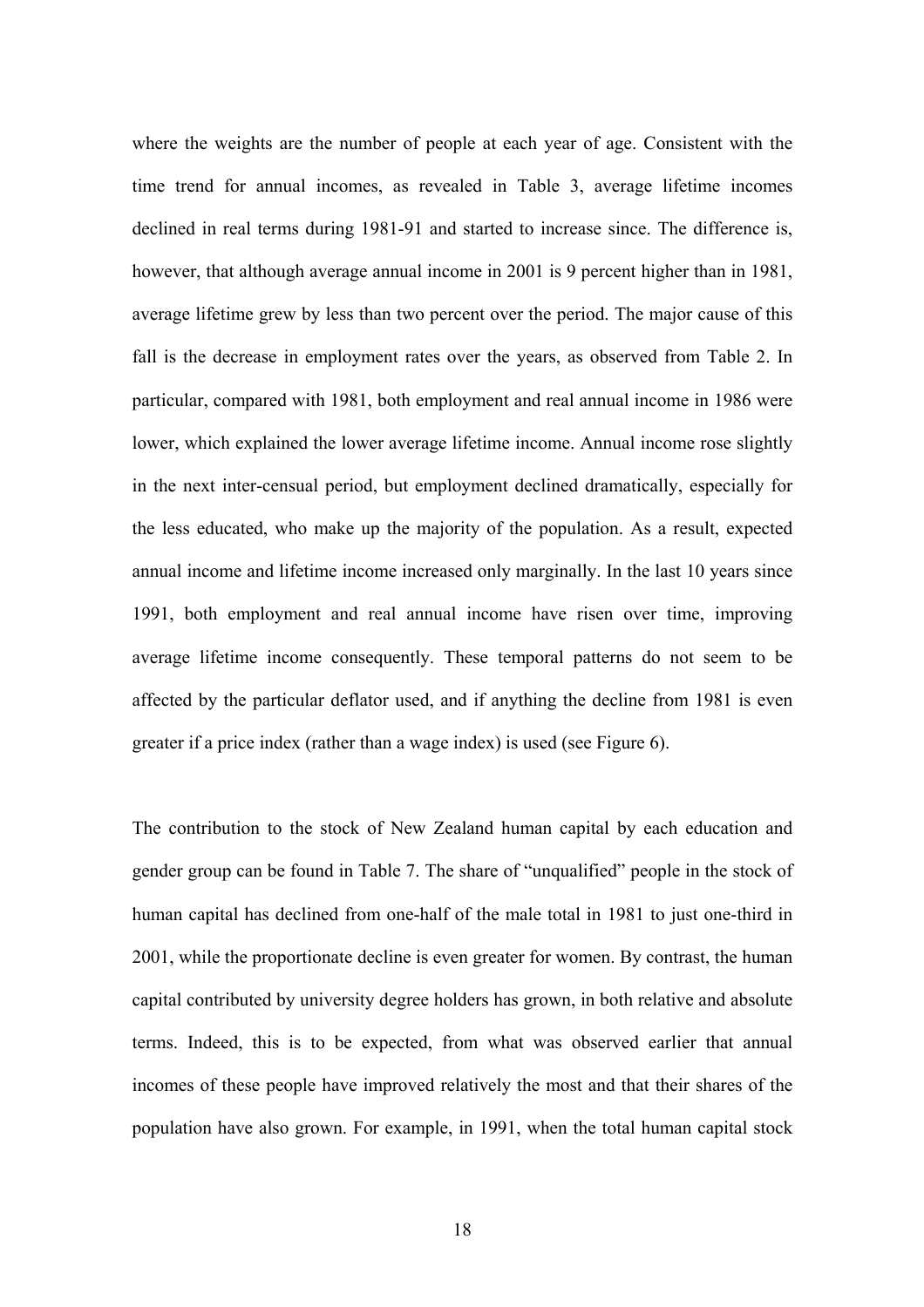where the weights are the number of people at each year of age. Consistent with the time trend for annual incomes, as revealed in Table 3, average lifetime incomes declined in real terms during 1981-91 and started to increase since. The difference is, however, that although average annual income in 2001 is 9 percent higher than in 1981, average lifetime grew by less than two percent over the period. The major cause of this fall is the decrease in employment rates over the years, as observed from Table 2. In particular, compared with 1981, both employment and real annual income in 1986 were lower, which explained the lower average lifetime income. Annual income rose slightly in the next inter-censual period, but employment declined dramatically, especially for the less educated, who make up the majority of the population. As a result, expected annual income and lifetime income increased only marginally. In the last 10 years since 1991, both employment and real annual income have risen over time, improving average lifetime income consequently. These temporal patterns do not seem to be affected by the particular deflator used, and if anything the decline from 1981 is even greater if a price index (rather than a wage index) is used (see Figure 6).

The contribution to the stock of New Zealand human capital by each education and gender group can be found in Table 7. The share of "unqualified" people in the stock of human capital has declined from one-half of the male total in 1981 to just one-third in 2001, while the proportionate decline is even greater for women. By contrast, the human capital contributed by university degree holders has grown, in both relative and absolute terms. Indeed, this is to be expected, from what was observed earlier that annual incomes of these people have improved relatively the most and that their shares of the population have also grown. For example, in 1991, when the total human capital stock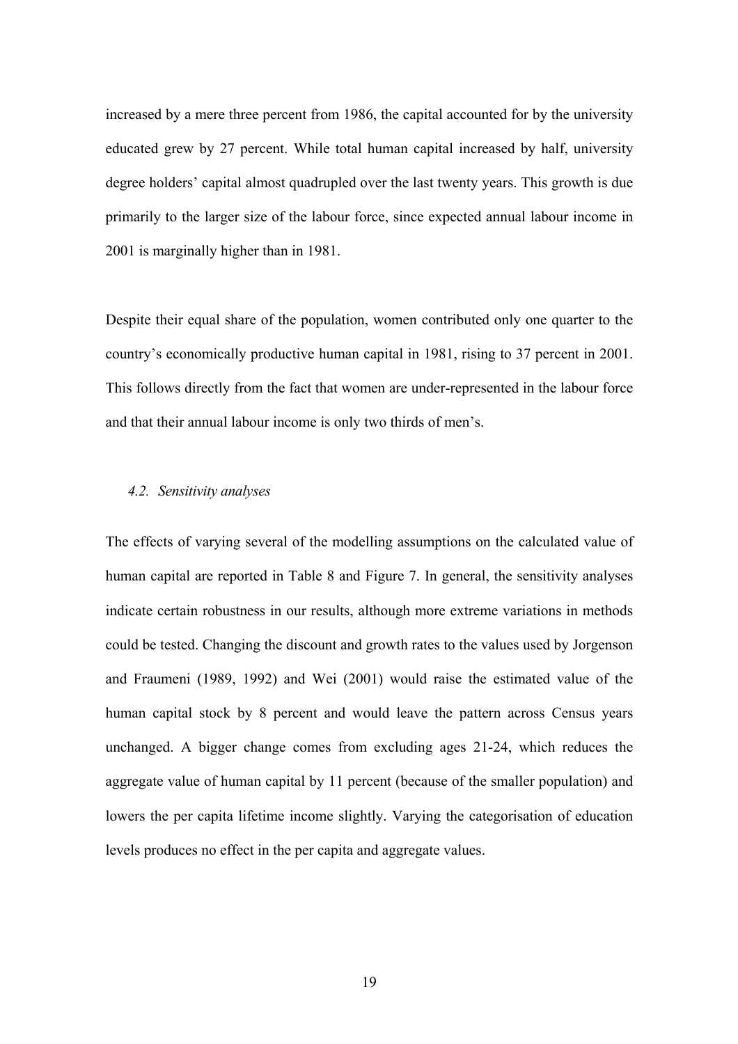increased by a mere three percent from 1986, the capital accounted for by the university educated grew by 27 percent. While total human capital increased by half, university degree holders' capital almost quadrupled over the last twenty years. This growth is due primarily to the larger size of the labour force, since expected annual labour income in 2001 is marginally higher than in 1981.

Despite their equal share of the population, women contributed only one quarter to the country's economically productive human capital in 1981, rising to 37 percent in 2001. This follows directly from the fact that women are under-represented in the labour force and that their annual labour income is only two thirds of men's.

### *4.2. Sensitivity analyses*

The effects of varying several of the modelling assumptions on the calculated value of human capital are reported in Table 8 and Figure 7. In general, the sensitivity analyses indicate certain robustness in our results, although more extreme variations in methods could be tested. Changing the discount and growth rates to the values used by Jorgenson and Fraumeni (1989, 1992) and Wei (2001) would raise the estimated value of the human capital stock by 8 percent and would leave the pattern across Census years unchanged. A bigger change comes from excluding ages 21-24, which reduces the aggregate value of human capital by 11 percent (because of the smaller population) and lowers the per capita lifetime income slightly. Varying the categorisation of education levels produces no effect in the per capita and aggregate values.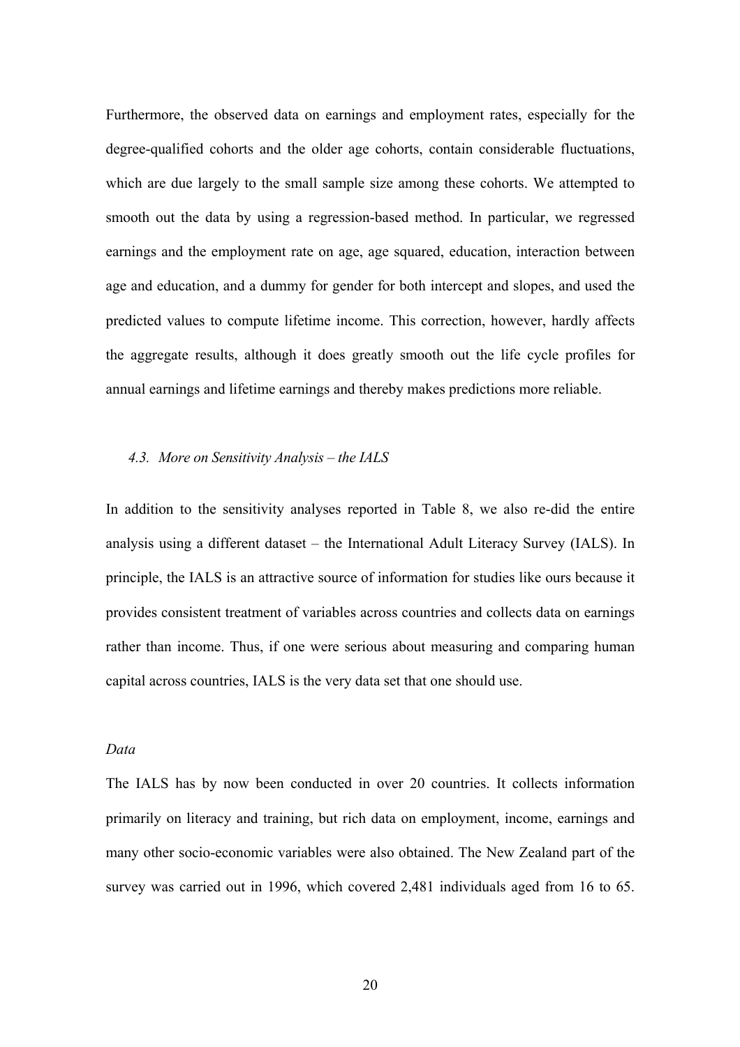Furthermore, the observed data on earnings and employment rates, especially for the degree-qualified cohorts and the older age cohorts, contain considerable fluctuations, which are due largely to the small sample size among these cohorts. We attempted to smooth out the data by using a regression-based method. In particular, we regressed earnings and the employment rate on age, age squared, education, interaction between age and education, and a dummy for gender for both intercept and slopes, and used the predicted values to compute lifetime income. This correction, however, hardly affects the aggregate results, although it does greatly smooth out the life cycle profiles for annual earnings and lifetime earnings and thereby makes predictions more reliable.

### *4.3. More on Sensitivity Analysis – the IALS*

In addition to the sensitivity analyses reported in Table 8, we also re-did the entire analysis using a different dataset – the International Adult Literacy Survey (IALS). In principle, the IALS is an attractive source of information for studies like ours because it provides consistent treatment of variables across countries and collects data on earnings rather than income. Thus, if one were serious about measuring and comparing human capital across countries, IALS is the very data set that one should use.

*Data*

The IALS has by now been conducted in over 20 countries. It collects information primarily on literacy and training, but rich data on employment, income, earnings and many other socio-economic variables were also obtained. The New Zealand part of the survey was carried out in 1996, which covered 2,481 individuals aged from 16 to 65.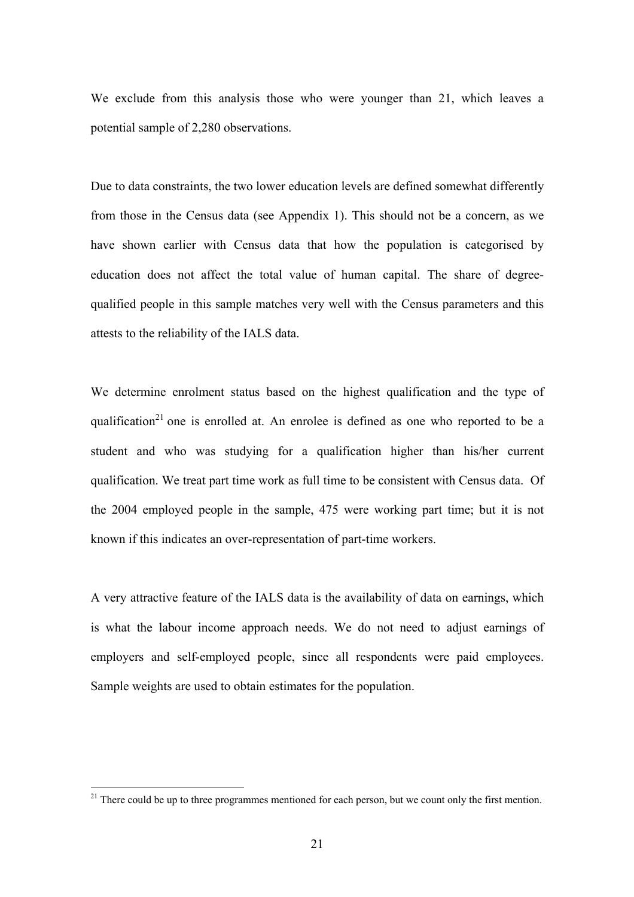We exclude from this analysis those who were younger than 21, which leaves a potential sample of 2,280 observations.

Due to data constraints, the two lower education levels are defined somewhat differently from those in the Census data (see Appendix 1). This should not be a concern, as we have shown earlier with Census data that how the population is categorised by education does not affect the total value of human capital. The share of degree-qualified people in this sample matches very well with the Census parameters and this attests to the reliability of the IALS data.

We determine enrolment status based on the highest qualification and the type of qualification[21] one is enrolled at. An enrolee is defined as one who reported to be a student and who was studying for a qualification higher than his/her current qualification. We treat part time work as full time to be consistent with Census data. Of the 2004 employed people in the sample, 475 were working part time; but it is not known if this indicates an over-representation of part-time workers.

A very attractive feature of the IALS data is the availability of data on earnings, which is what the labour income approach needs. We do not need to adjust earnings of employers and self-employed people, since all respondents were paid employees. Sample weights are used to obtain estimates for the population.

[21] There could be up to three programmes mentioned for each person, but we count only the first mention.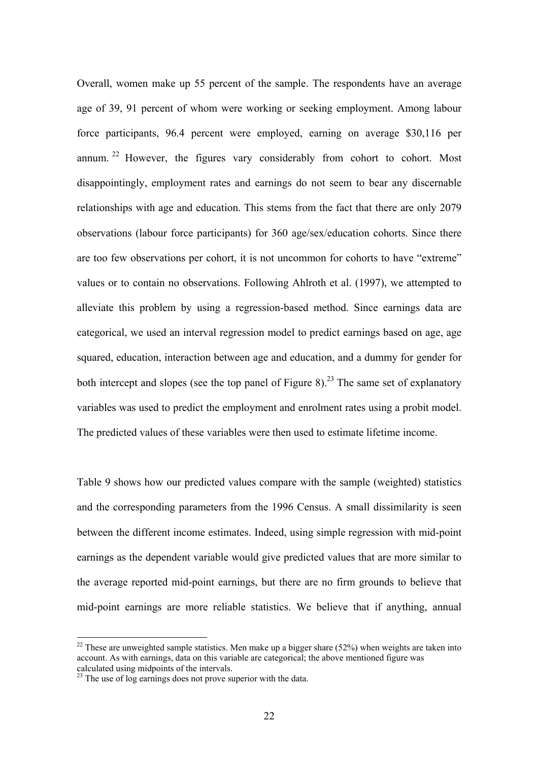Overall, women make up 55 percent of the sample. The respondents have an average age of 39, 91 percent of whom were working or seeking employment. Among labour force participants, 96.4 percent were employed, earning on average $30,116 per annum.[22] However, the figures vary considerably from cohort to cohort. Most disappointingly, employment rates and earnings do not seem to bear any discernable relationships with age and education. This stems from the fact that there are only 2079 observations (labour force participants) for 360 age/sex/education cohorts. Since there are too few observations per cohort, it is not uncommon for cohorts to have "extreme" values or to contain no observations. Following Ahlroth et al. (1997), we attempted to alleviate this problem by using a regression-based method. Since earnings data are categorical, we used an interval regression model to predict earnings based on age, age squared, education, interaction between age and education, and a dummy for gender for both intercept and slopes (see the top panel of Figure 8).[23] The same set of explanatory variables was used to predict the employment and enrolment rates using a probit model. The predicted values of these variables were then used to estimate lifetime income.

Table 9 shows how our predicted values compare with the sample (weighted) statistics and the corresponding parameters from the 1996 Census. A small dissimilarity is seen between the different income estimates. Indeed, using simple regression with mid-point earnings as the dependent variable would give predicted values that are more similar to the average reported mid-point earnings, but there are no firm grounds to believe that mid-point earnings are more reliable statistics. We believe that if anything, annual

[22] These are unweighted sample statistics. Men make up a bigger share (52%) when weights are taken into account. As with earnings, data on this variable are categorical; the above mentioned figure was calculated using midpoints of the intervals.

[23] The use of log earnings does not prove superior with the data.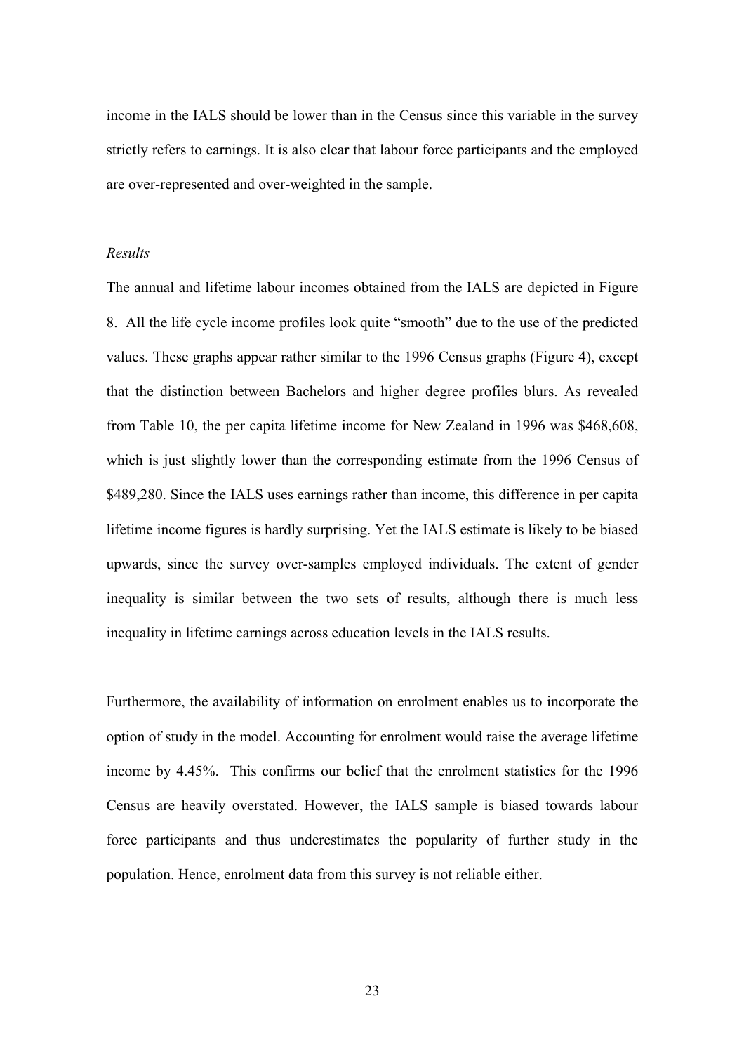income in the IALS should be lower than in the Census since this variable in the survey strictly refers to earnings. It is also clear that labour force participants and the employed are over-represented and over-weighted in the sample.

*Results*

The annual and lifetime labour incomes obtained from the IALS are depicted in Figure 8. All the life cycle income profiles look quite "smooth" due to the use of the predicted values. These graphs appear rather similar to the 1996 Census graphs (Figure 4), except that the distinction between Bachelors and higher degree profiles blurs. As revealed from Table 10, the per capita lifetime income for New Zealand in 1996 was $468,608, which is just slightly lower than the corresponding estimate from the 1996 Census of $489,280. Since the IALS uses earnings rather than income, this difference in per capita lifetime income figures is hardly surprising. Yet the IALS estimate is likely to be biased upwards, since the survey over-samples employed individuals. The extent of gender inequality is similar between the two sets of results, although there is much less inequality in lifetime earnings across education levels in the IALS results.

Furthermore, the availability of information on enrolment enables us to incorporate the option of study in the model. Accounting for enrolment would raise the average lifetime income by 4.45%. This confirms our belief that the enrolment statistics for the 1996 Census are heavily overstated. However, the IALS sample is biased towards labour force participants and thus underestimates the popularity of further study in the population. Hence, enrolment data from this survey is not reliable either.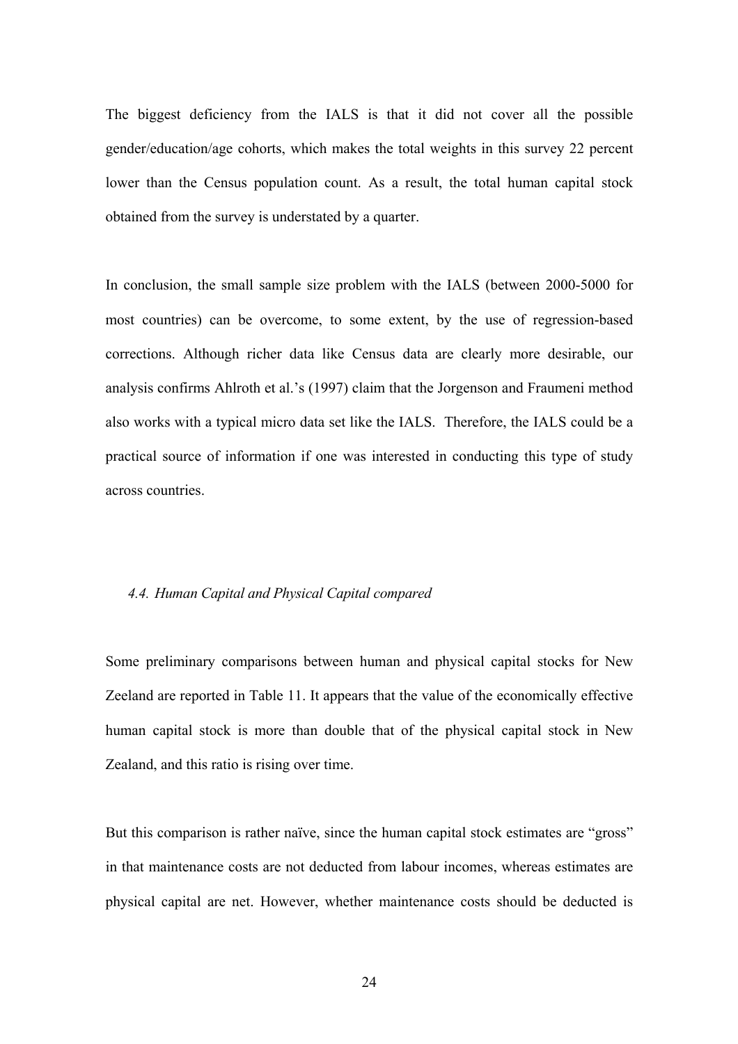The biggest deficiency from the IALS is that it did not cover all the possible gender/education/age cohorts, which makes the total weights in this survey 22 percent lower than the Census population count. As a result, the total human capital stock obtained from the survey is understated by a quarter.

In conclusion, the small sample size problem with the IALS (between 2000-5000 for most countries) can be overcome, to some extent, by the use of regression-based corrections. Although richer data like Census data are clearly more desirable, our analysis confirms Ahlroth et al.'s (1997) claim that the Jorgenson and Fraumeni method also works with a typical micro data set like the IALS. Therefore, the IALS could be a practical source of information if one was interested in conducting this type of study across countries.

### *4.4. Human Capital and Physical Capital compared*

Some preliminary comparisons between human and physical capital stocks for New Zeeland are reported in Table 11. It appears that the value of the economically effective human capital stock is more than double that of the physical capital stock in New Zealand, and this ratio is rising over time.

But this comparison is rather naïve, since the human capital stock estimates are "gross" in that maintenance costs are not deducted from labour incomes, whereas estimates are physical capital are net. However, whether maintenance costs should be deducted is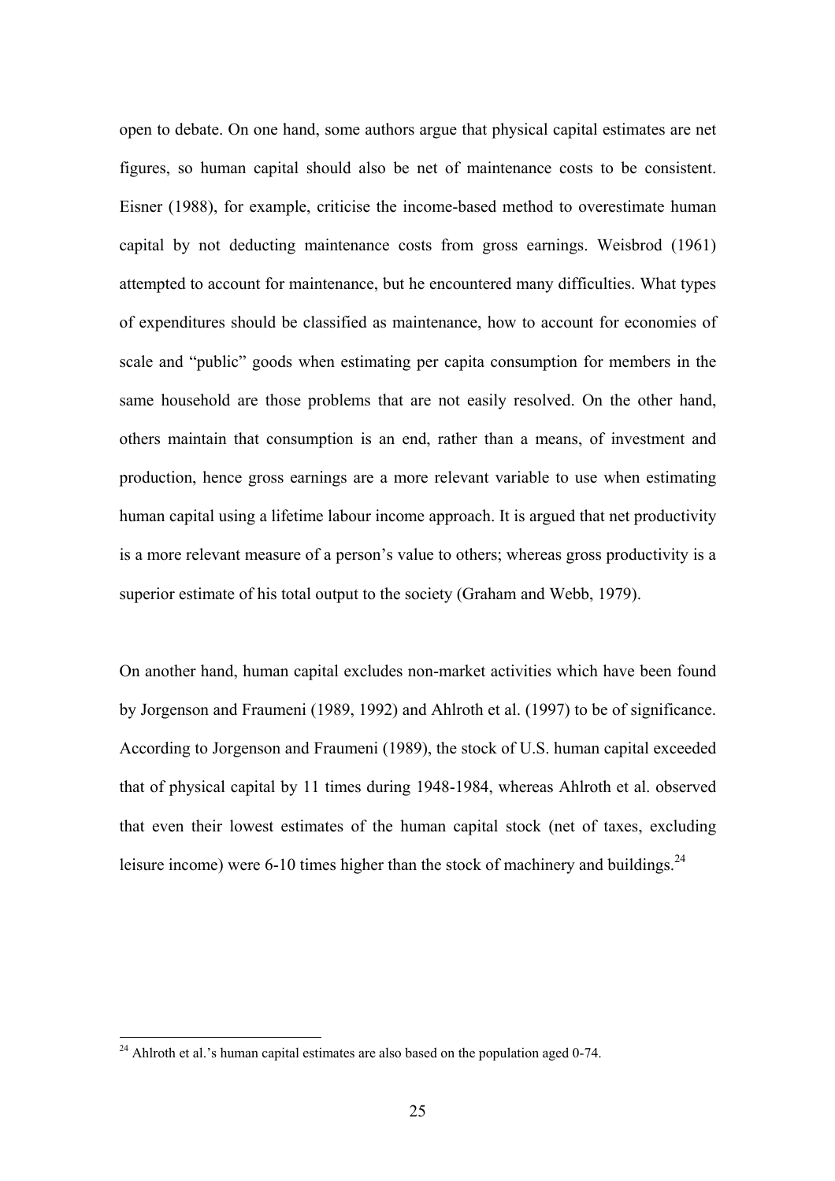open to debate. On one hand, some authors argue that physical capital estimates are net figures, so human capital should also be net of maintenance costs to be consistent. Eisner (1988), for example, criticise the income-based method to overestimate human capital by not deducting maintenance costs from gross earnings. Weisbrod (1961) attempted to account for maintenance, but he encountered many difficulties. What types of expenditures should be classified as maintenance, how to account for economies of scale and "public" goods when estimating per capita consumption for members in the same household are those problems that are not easily resolved. On the other hand, others maintain that consumption is an end, rather than a means, of investment and production, hence gross earnings are a more relevant variable to use when estimating human capital using a lifetime labour income approach. It is argued that net productivity is a more relevant measure of a person's value to others; whereas gross productivity is a superior estimate of his total output to the society (Graham and Webb, 1979).

On another hand, human capital excludes non-market activities which have been found by Jorgenson and Fraumeni (1989, 1992) and Ahlroth et al. (1997) to be of significance. According to Jorgenson and Fraumeni (1989), the stock of U.S. human capital exceeded that of physical capital by 11 times during 1948-1984, whereas Ahlroth et al. observed that even their lowest estimates of the human capital stock (net of taxes, excluding leisure income) were 6-10 times higher than the stock of machinery and buildings.[24]

[24] Ahlroth et al.'s human capital estimates are also based on the population aged 0-74.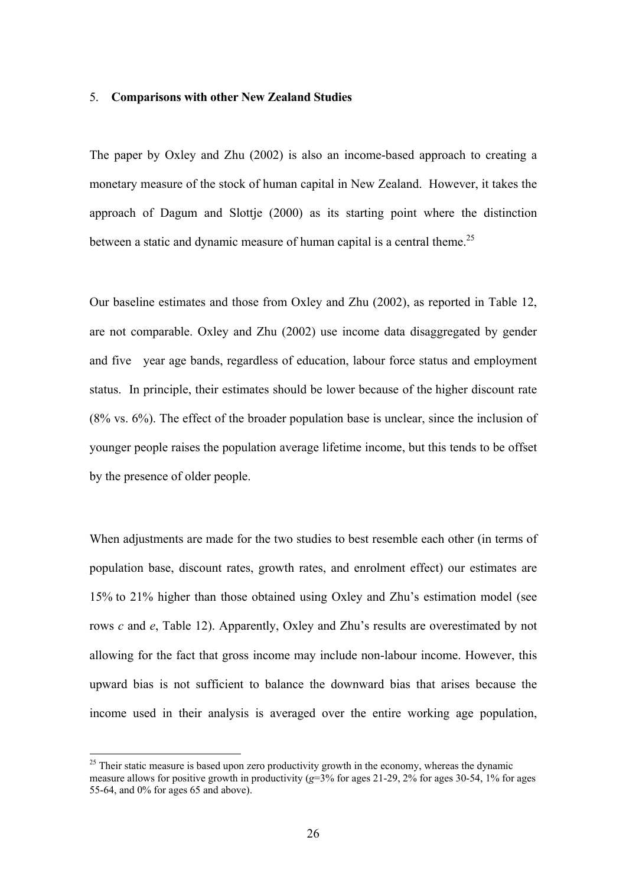## 5. **Comparisons with other New Zealand Studies**

The paper by Oxley and Zhu (2002) is also an income-based approach to creating a monetary measure of the stock of human capital in New Zealand. However, it takes the approach of Dagum and Slottje (2000) as its starting point where the distinction between a static and dynamic measure of human capital is a central theme.[25]

Our baseline estimates and those from Oxley and Zhu (2002), as reported in Table 12, are not comparable. Oxley and Zhu (2002) use income data disaggregated by gender and five year age bands, regardless of education, labour force status and employment status. In principle, their estimates should be lower because of the higher discount rate (8% vs. 6%). The effect of the broader population base is unclear, since the inclusion of younger people raises the population average lifetime income, but this tends to be offset by the presence of older people.

When adjustments are made for the two studies to best resemble each other (in terms of population base, discount rates, growth rates, and enrolment effect) our estimates are 15% to 21% higher than those obtained using Oxley and Zhu's estimation model (see rows *c* and *e*, Table 12). Apparently, Oxley and Zhu's results are overestimated by not allowing for the fact that gross income may include non-labour income. However, this upward bias is not sufficient to balance the downward bias that arises because the income used in their analysis is averaged over the entire working age population,

[25] Their static measure is based upon zero productivity growth in the economy, whereas the dynamic measure allows for positive growth in productivity ($g$=3% for ages 21-29, 2% for ages 30-54, 1% for ages 55-64, and 0% for ages 65 and above).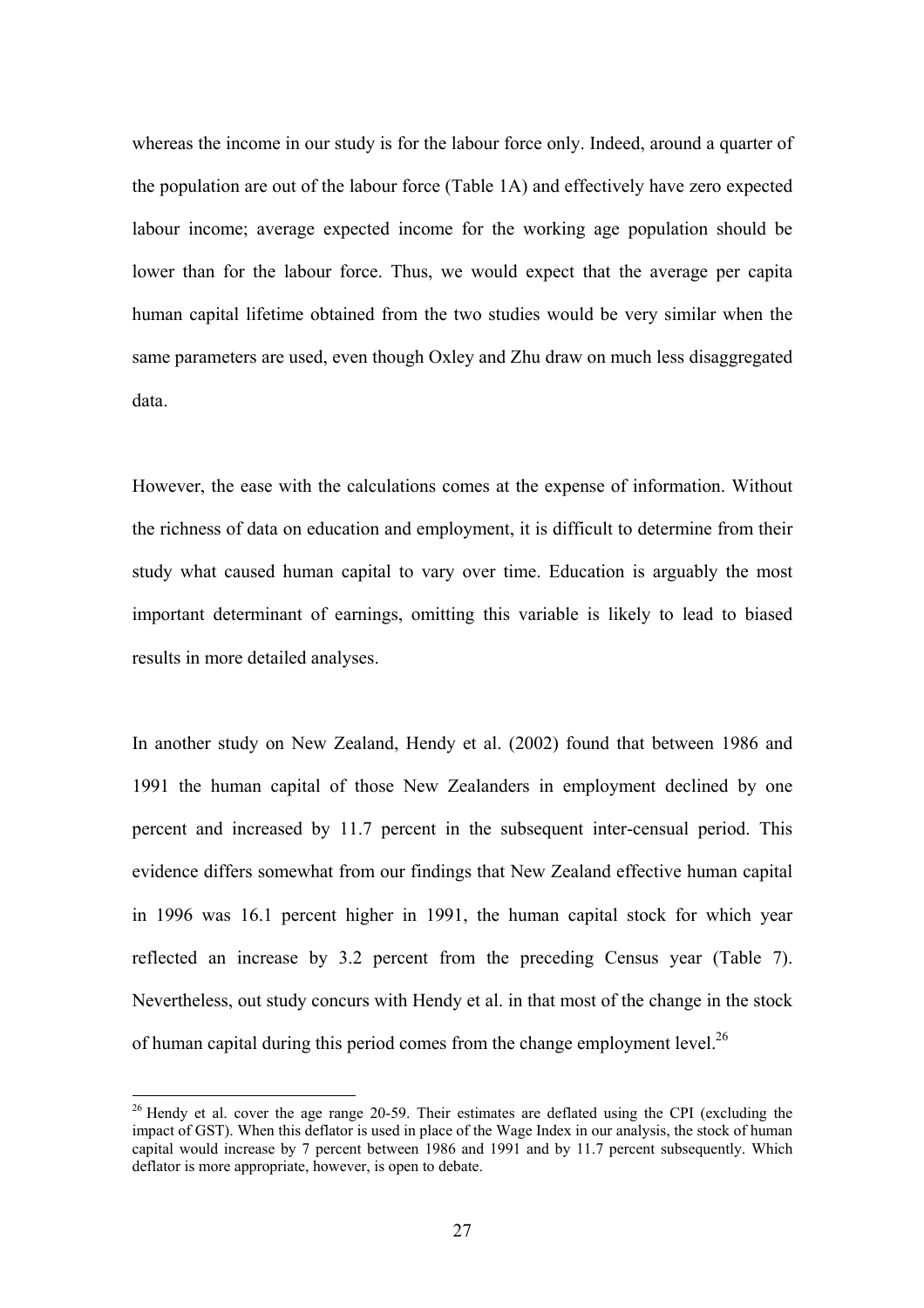whereas the income in our study is for the labour force only. Indeed, around a quarter of the population are out of the labour force (Table 1A) and effectively have zero expected labour income; average expected income for the working age population should be lower than for the labour force. Thus, we would expect that the average per capita human capital lifetime obtained from the two studies would be very similar when the same parameters are used, even though Oxley and Zhu draw on much less disaggregated data.

However, the ease with the calculations comes at the expense of information. Without the richness of data on education and employment, it is difficult to determine from their study what caused human capital to vary over time. Education is arguably the most important determinant of earnings, omitting this variable is likely to lead to biased results in more detailed analyses.

In another study on New Zealand, Hendy et al. (2002) found that between 1986 and 1991 the human capital of those New Zealanders in employment declined by one percent and increased by 11.7 percent in the subsequent inter-censual period. This evidence differs somewhat from our findings that New Zealand effective human capital in 1996 was 16.1 percent higher in 1991, the human capital stock for which year reflected an increase by 3.2 percent from the preceding Census year (Table 7). Nevertheless, out study concurs with Hendy et al. in that most of the change in the stock of human capital during this period comes from the change employment level.[26]

[26] Hendy et al. cover the age range 20-59. Their estimates are deflated using the CPI (excluding the impact of GST). When this deflator is used in place of the Wage Index in our analysis, the stock of human capital would increase by 7 percent between 1986 and 1991 and by 11.7 percent subsequently. Which deflator is more appropriate, however, is open to debate.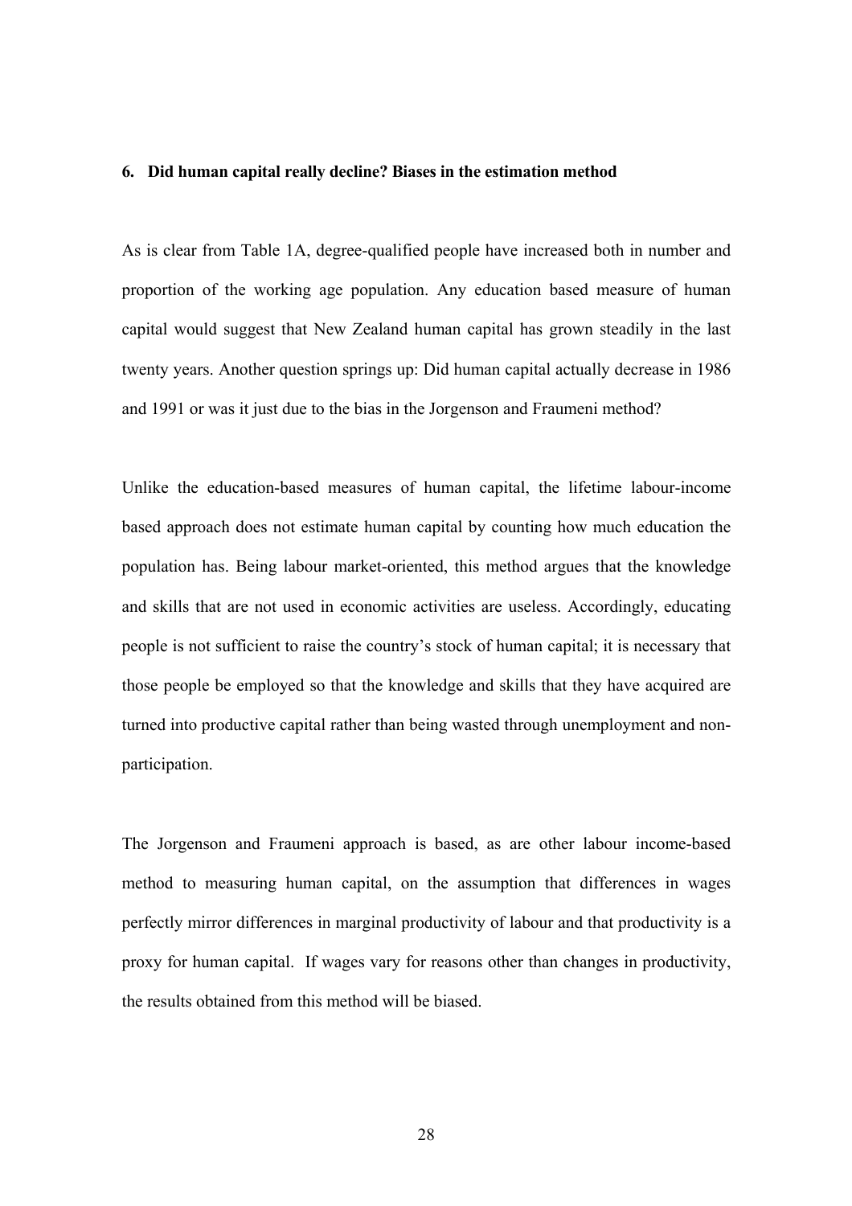## 6. Did human capital really decline? Biases in the estimation method

As is clear from Table 1A, degree-qualified people have increased both in number and proportion of the working age population. Any education based measure of human capital would suggest that New Zealand human capital has grown steadily in the last twenty years. Another question springs up: Did human capital actually decrease in 1986 and 1991 or was it just due to the bias in the Jorgenson and Fraumeni method?

Unlike the education-based measures of human capital, the lifetime labour-income based approach does not estimate human capital by counting how much education the population has. Being labour market-oriented, this method argues that the knowledge and skills that are not used in economic activities are useless. Accordingly, educating people is not sufficient to raise the country's stock of human capital; it is necessary that those people be employed so that the knowledge and skills that they have acquired are turned into productive capital rather than being wasted through unemployment and non-participation.

The Jorgenson and Fraumeni approach is based, as are other labour income-based method to measuring human capital, on the assumption that differences in wages perfectly mirror differences in marginal productivity of labour and that productivity is a proxy for human capital. If wages vary for reasons other than changes in productivity, the results obtained from this method will be biased.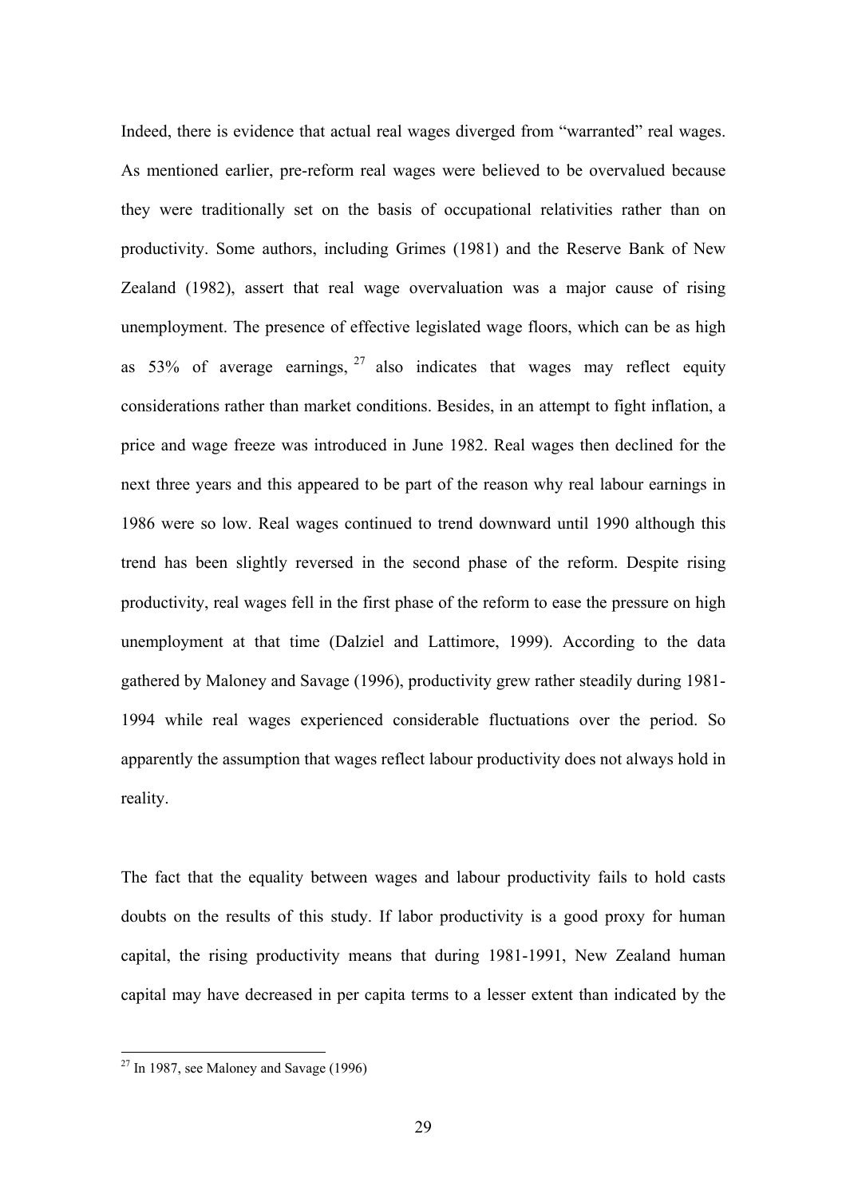Indeed, there is evidence that actual real wages diverged from "warranted" real wages. As mentioned earlier, pre-reform real wages were believed to be overvalued because they were traditionally set on the basis of occupational relativities rather than on productivity. Some authors, including Grimes (1981) and the Reserve Bank of New Zealand (1982), assert that real wage overvaluation was a major cause of rising unemployment. The presence of effective legislated wage floors, which can be as high as 53% of average earnings,[27] also indicates that wages may reflect equity considerations rather than market conditions. Besides, in an attempt to fight inflation, a price and wage freeze was introduced in June 1982. Real wages then declined for the next three years and this appeared to be part of the reason why real labour earnings in 1986 were so low. Real wages continued to trend downward until 1990 although this trend has been slightly reversed in the second phase of the reform. Despite rising productivity, real wages fell in the first phase of the reform to ease the pressure on high unemployment at that time (Dalziel and Lattimore, 1999). According to the data gathered by Maloney and Savage (1996), productivity grew rather steadily during 1981-1994 while real wages experienced considerable fluctuations over the period. So apparently the assumption that wages reflect labour productivity does not always hold in reality.

The fact that the equality between wages and labour productivity fails to hold casts doubts on the results of this study. If labor productivity is a good proxy for human capital, the rising productivity means that during 1981-1991, New Zealand human capital may have decreased in per capita terms to a lesser extent than indicated by the

[27] In 1987, see Maloney and Savage (1996)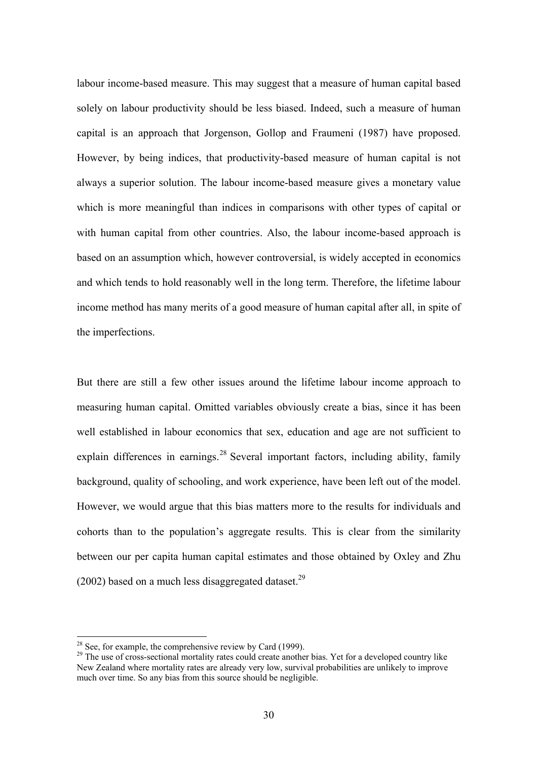labour income-based measure. This may suggest that a measure of human capital based solely on labour productivity should be less biased. Indeed, such a measure of human capital is an approach that Jorgenson, Gollop and Fraumeni (1987) have proposed. However, by being indices, that productivity-based measure of human capital is not always a superior solution. The labour income-based measure gives a monetary value which is more meaningful than indices in comparisons with other types of capital or with human capital from other countries. Also, the labour income-based approach is based on an assumption which, however controversial, is widely accepted in economics and which tends to hold reasonably well in the long term. Therefore, the lifetime labour income method has many merits of a good measure of human capital after all, in spite of the imperfections.

But there are still a few other issues around the lifetime labour income approach to measuring human capital. Omitted variables obviously create a bias, since it has been well established in labour economics that sex, education and age are not sufficient to explain differences in earnings.[28] Several important factors, including ability, family background, quality of schooling, and work experience, have been left out of the model. However, we would argue that this bias matters more to the results for individuals and cohorts than to the population's aggregate results. This is clear from the similarity between our per capita human capital estimates and those obtained by Oxley and Zhu (2002) based on a much less disaggregated dataset.[29]

[28] See, for example, the comprehensive review by Card (1999).

[29] The use of cross-sectional mortality rates could create another bias. Yet for a developed country like New Zealand where mortality rates are already very low, survival probabilities are unlikely to improve much over time. So any bias from this source should be negligible.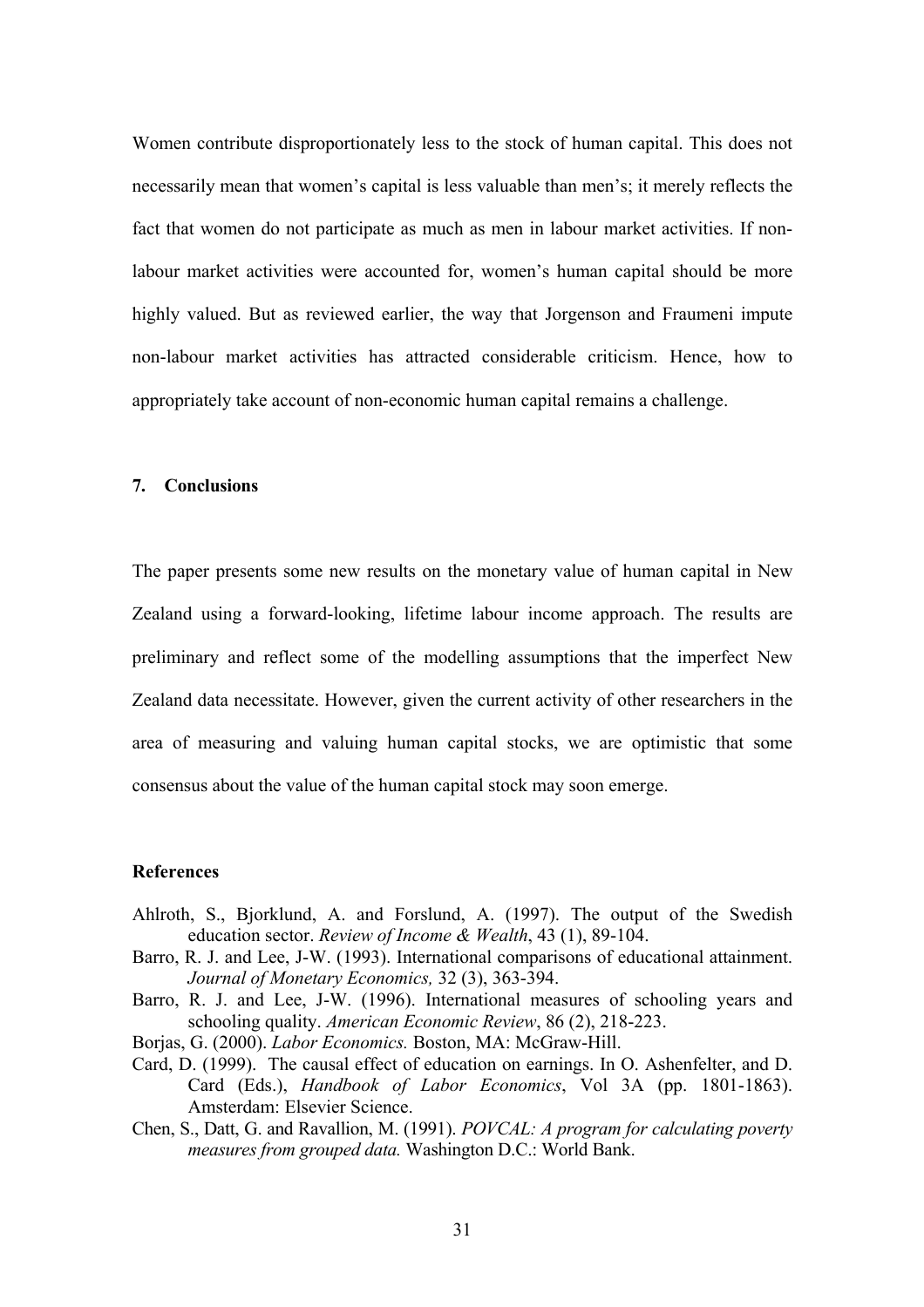Women contribute disproportionately less to the stock of human capital. This does not necessarily mean that women's capital is less valuable than men's; it merely reflects the fact that women do not participate as much as men in labour market activities. If non-labour market activities were accounted for, women's human capital should be more highly valued. But as reviewed earlier, the way that Jorgenson and Fraumeni impute non-labour market activities has attracted considerable criticism. Hence, how to appropriately take account of non-economic human capital remains a challenge.

## 7. Conclusions

The paper presents some new results on the monetary value of human capital in New Zealand using a forward-looking, lifetime labour income approach. The results are preliminary and reflect some of the modelling assumptions that the imperfect New Zealand data necessitate. However, given the current activity of other researchers in the area of measuring and valuing human capital stocks, we are optimistic that some consensus about the value of the human capital stock may soon emerge.

## References

Ahlroth, S., Bjorklund, A. and Forslund, A. (1997). The output of the Swedish education sector. *Review of Income & Wealth*, 43 (1), 89-104.

Barro, R. J. and Lee, J-W. (1993). International comparisons of educational attainment. *Journal of Monetary Economics,* 32 (3), 363-394.

Barro, R. J. and Lee, J-W. (1996). International measures of schooling years and schooling quality. *American Economic Review*, 86 (2), 218-223.

Borjas, G. (2000). *Labor Economics.* Boston, MA: McGraw-Hill.

Card, D. (1999). The causal effect of education on earnings. In O. Ashenfelter, and D. Card (Eds.), *Handbook of Labor Economics*, Vol 3A (pp. 1801-1863). Amsterdam: Elsevier Science.

Chen, S., Datt, G. and Ravallion, M. (1991). *POVCAL: A program for calculating poverty measures from grouped data.* Washington D.C.: World Bank.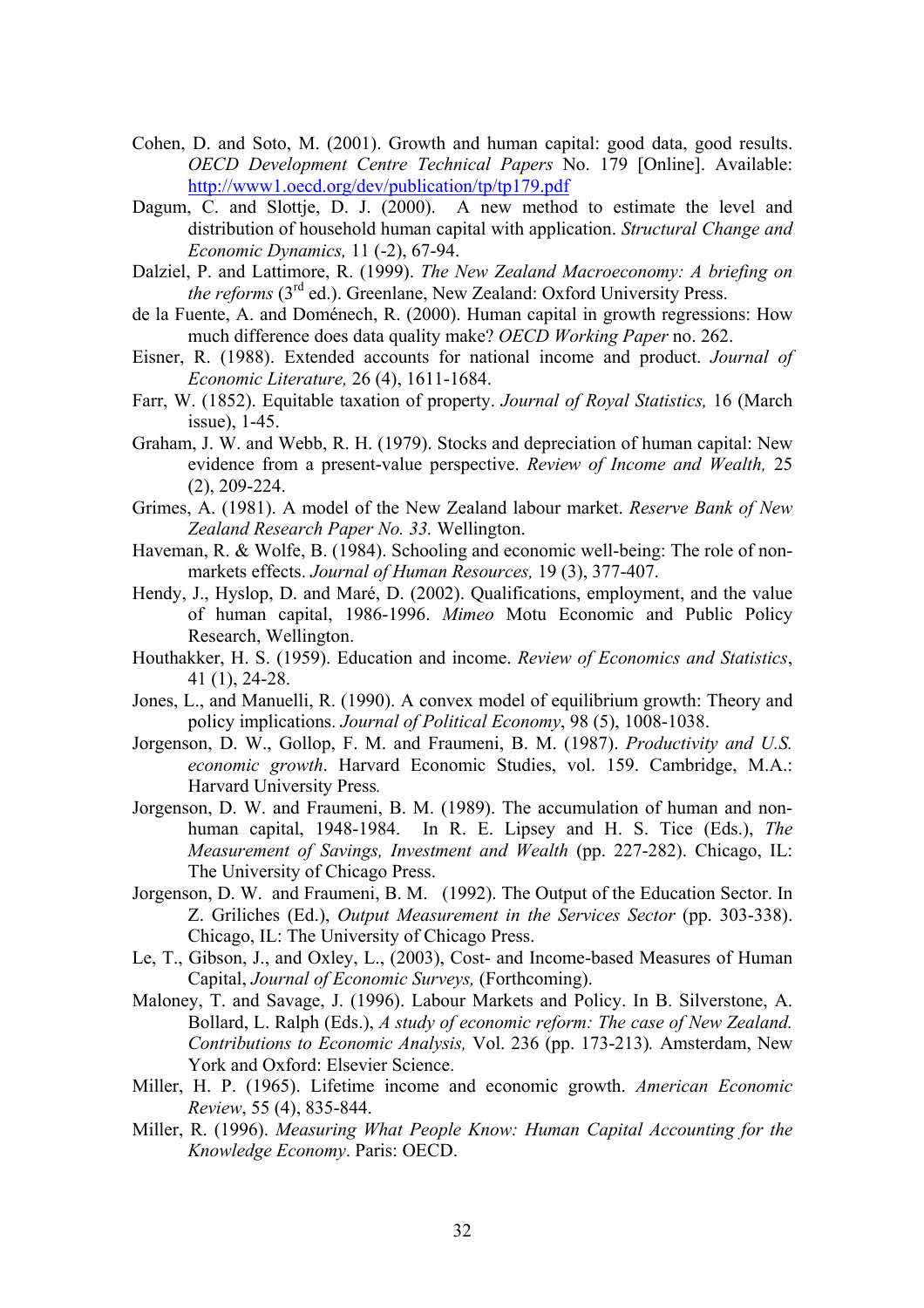Cohen, D. and Soto, M. (2001). Growth and human capital: good data, good results. *OECD Development Centre Technical Papers* No. 179 [Online]. Available: http://www1.oecd.org/dev/publication/tp/tp179.pdf

Dagum, C. and Slottje, D. J. (2000). A new method to estimate the level and distribution of household human capital with application. *Structural Change and Economic Dynamics,* 11 (-2), 67-94.

Dalziel, P. and Lattimore, R. (1999). *The New Zealand Macroeconomy: A briefing on the reforms* (3rd ed.). Greenlane, New Zealand: Oxford University Press.

de la Fuente, A. and Doménech, R. (2000). Human capital in growth regressions: How much difference does data quality make? *OECD Working Paper* no. 262.

Eisner, R. (1988). Extended accounts for national income and product. *Journal of Economic Literature,* 26 (4), 1611-1684.

Farr, W. (1852). Equitable taxation of property. *Journal of Royal Statistics,* 16 (March issue), 1-45.

Graham, J. W. and Webb, R. H. (1979). Stocks and depreciation of human capital: New evidence from a present-value perspective. *Review of Income and Wealth,* 25 (2), 209-224.

Grimes, A. (1981). A model of the New Zealand labour market. *Reserve Bank of New Zealand Research Paper No. 33.* Wellington.

Haveman, R. & Wolfe, B. (1984). Schooling and economic well-being: The role of non-markets effects. *Journal of Human Resources,* 19 (3), 377-407.

Hendy, J., Hyslop, D. and Maré, D. (2002). Qualifications, employment, and the value of human capital, 1986-1996. *Mimeo* Motu Economic and Public Policy Research, Wellington.

Houthakker, H. S. (1959). Education and income. *Review of Economics and Statistics*, 41 (1), 24-28.

Jones, L., and Manuelli, R. (1990). A convex model of equilibrium growth: Theory and policy implications. *Journal of Political Economy*, 98 (5), 1008-1038.

Jorgenson, D. W., Gollop, F. M. and Fraumeni, B. M. (1987). *Productivity and U.S. economic growth*. Harvard Economic Studies, vol. 159. Cambridge, M.A.: Harvard University Press*.*

Jorgenson, D. W. and Fraumeni, B. M. (1989). The accumulation of human and non-human capital, 1948-1984. In R. E. Lipsey and H. S. Tice (Eds.), *The Measurement of Savings, Investment and Wealth* (pp. 227-282). Chicago, IL: The University of Chicago Press.

Jorgenson, D. W. and Fraumeni, B. M. (1992). The Output of the Education Sector. In Z. Griliches (Ed.), *Output Measurement in the Services Sector* (pp. 303-338). Chicago, IL: The University of Chicago Press.

Le, T., Gibson, J., and Oxley, L., (2003), Cost- and Income-based Measures of Human Capital, *Journal of Economic Surveys,* (Forthcoming).

Maloney, T. and Savage, J. (1996). Labour Markets and Policy. In B. Silverstone, A. Bollard, L. Ralph (Eds.), *A study of economic reform: The case of New Zealand. Contributions to Economic Analysis,* Vol. 236 (pp. 173-213)*.* Amsterdam, New York and Oxford: Elsevier Science.

Miller, H. P. (1965). Lifetime income and economic growth. *American Economic Review*, 55 (4), 835-844.

Miller, R. (1996). *Measuring What People Know: Human Capital Accounting for the Knowledge Economy*. Paris: OECD.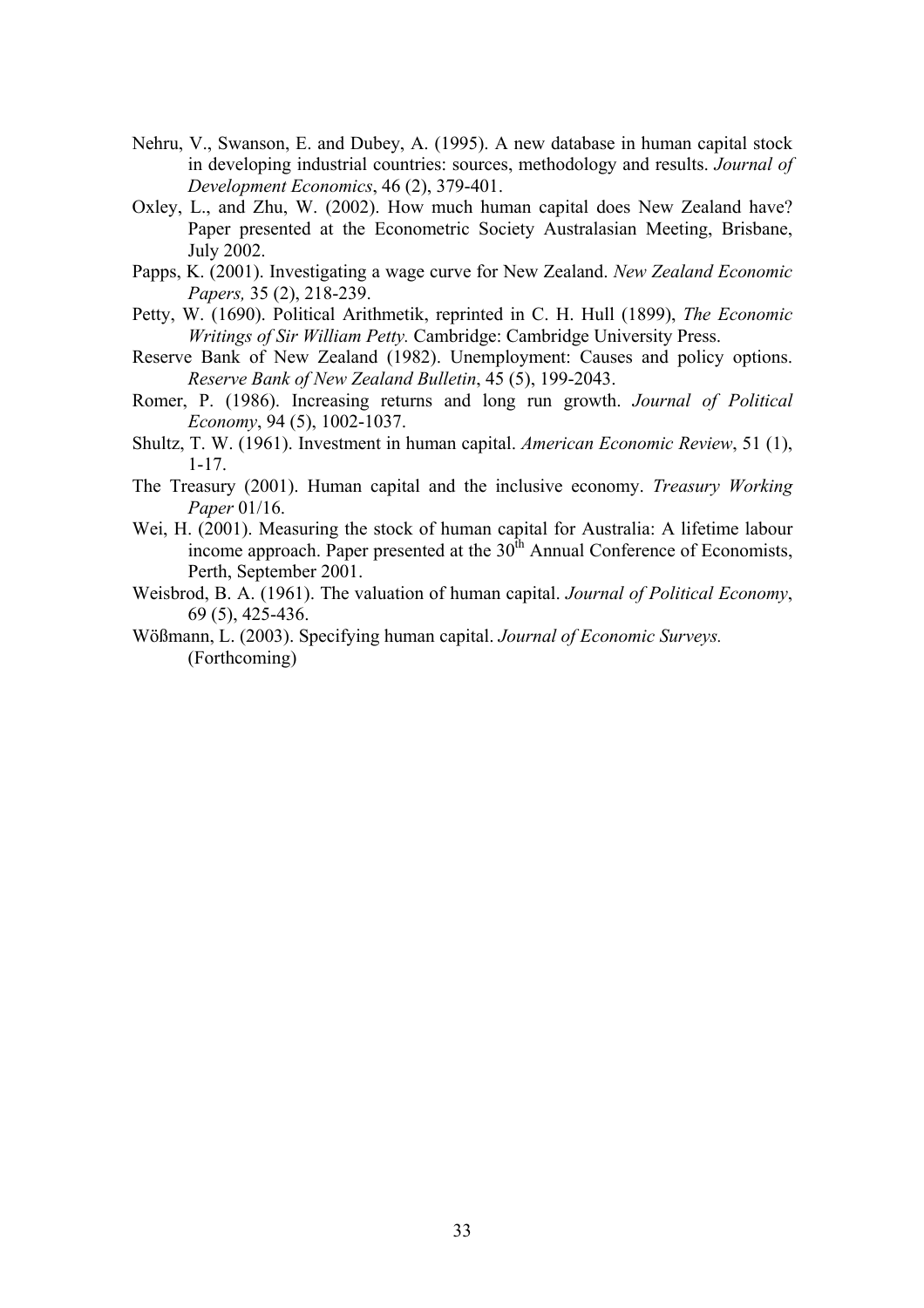Nehru, V., Swanson, E. and Dubey, A. (1995). A new database in human capital stock in developing industrial countries: sources, methodology and results. *Journal of Development Economics*, 46 (2), 379-401.

Oxley, L., and Zhu, W. (2002). How much human capital does New Zealand have? Paper presented at the Econometric Society Australasian Meeting, Brisbane, July 2002.

Papps, K. (2001). Investigating a wage curve for New Zealand. *New Zealand Economic Papers,* 35 (2), 218-239.

Petty, W. (1690). Political Arithmetik, reprinted in C. H. Hull (1899), *The Economic Writings of Sir William Petty.* Cambridge: Cambridge University Press.

Reserve Bank of New Zealand (1982). Unemployment: Causes and policy options. *Reserve Bank of New Zealand Bulletin*, 45 (5), 199-2043.

Romer, P. (1986). Increasing returns and long run growth. *Journal of Political Economy*, 94 (5), 1002-1037.

Shultz, T. W. (1961). Investment in human capital. *American Economic Review*, 51 (1), 1-17.

The Treasury (2001). Human capital and the inclusive economy. *Treasury Working Paper* 01/16.

Wei, H. (2001). Measuring the stock of human capital for Australia: A lifetime labour income approach. Paper presented at the 30th Annual Conference of Economists, Perth, September 2001.

Weisbrod, B. A. (1961). The valuation of human capital. *Journal of Political Economy*, 69 (5), 425-436.

Wößmann, L. (2003). Specifying human capital. *Journal of Economic Surveys.* (Forthcoming)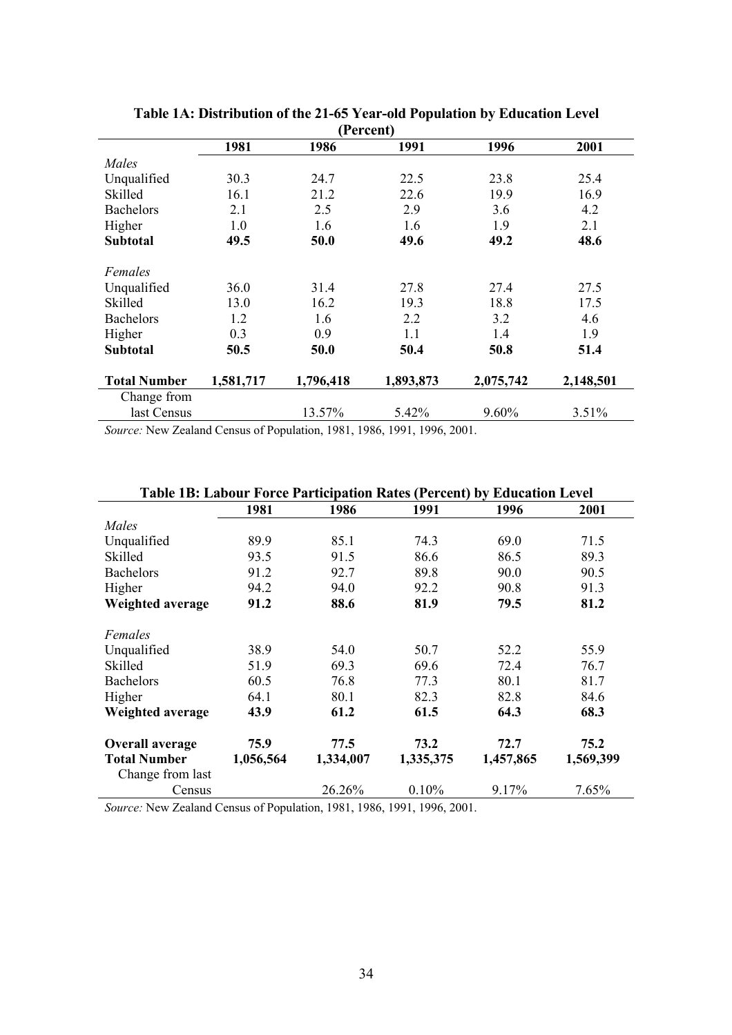**Table 1A: Distribution of the 21-65 Year-old Population by Education Level (Percent)**

| | 1981 | 1986 | 1991 | 1996 | 2001 |
|---|---|---|---|---|---|
| *Males* | | | | | |
| Unqualified | 30.3 | 24.7 | 22.5 | 23.8 | 25.4 |
| Skilled | 16.1 | 21.2 | 22.6 | 19.9 | 16.9 |
| Bachelors | 2.1 | 2.5 | 2.9 | 3.6 | 4.2 |
| Higher | 1.0 | 1.6 | 1.6 | 1.9 | 2.1 |
| **Subtotal** | **49.5** | **50.0** | **49.6** | **49.2** | **48.6** |
| *Females* | | | | | |
| Unqualified | 36.0 | 31.4 | 27.8 | 27.4 | 27.5 |
| Skilled | 13.0 | 16.2 | 19.3 | 18.8 | 17.5 |
| Bachelors | 1.2 | 1.6 | 2.2 | 3.2 | 4.6 |
| Higher | 0.3 | 0.9 | 1.1 | 1.4 | 1.9 |
| **Subtotal** | **50.5** | **50.0** | **50.4** | **50.8** | **51.4** |
| **Total Number** | **1,581,717** | **1,796,418** | **1,893,873** | **2,075,742** | **2,148,501** |
| Change from last Census | | 13.57% | 5.42% | 9.60% | 3.51% |

*Source:* New Zealand Census of Population, 1981, 1986, 1991, 1996, 2001.

**Table 1B: Labour Force Participation Rates (Percent) by Education Level**

| | 1981 | 1986 | 1991 | 1996 | 2001 |
|---|---|---|---|---|---|
| *Males* | | | | | |
| Unqualified | 89.9 | 85.1 | 74.3 | 69.0 | 71.5 |
| Skilled | 93.5 | 91.5 | 86.6 | 86.5 | 89.3 |
| Bachelors | 91.2 | 92.7 | 89.8 | 90.0 | 90.5 |
| Higher | 94.2 | 94.0 | 92.2 | 90.8 | 91.3 |
| **Weighted average** | **91.2** | **88.6** | **81.9** | **79.5** | **81.2** |
| *Females* | | | | | |
| Unqualified | 38.9 | 54.0 | 50.7 | 52.2 | 55.9 |
| Skilled | 51.9 | 69.3 | 69.6 | 72.4 | 76.7 |
| Bachelors | 60.5 | 76.8 | 77.3 | 80.1 | 81.7 |
| Higher | 64.1 | 80.1 | 82.3 | 82.8 | 84.6 |
| **Weighted average** | **43.9** | **61.2** | **61.5** | **64.3** | **68.3** |
| **Overall average** | **75.9** | **77.5** | **73.2** | **72.7** | **75.2** |
| **Total Number** | **1,056,564** | **1,334,007** | **1,335,375** | **1,457,865** | **1,569,399** |
| Change from last Census | | 26.26% | 0.10% | 9.17% | 7.65% |

*Source:* New Zealand Census of Population, 1981, 1986, 1991, 1996, 2001.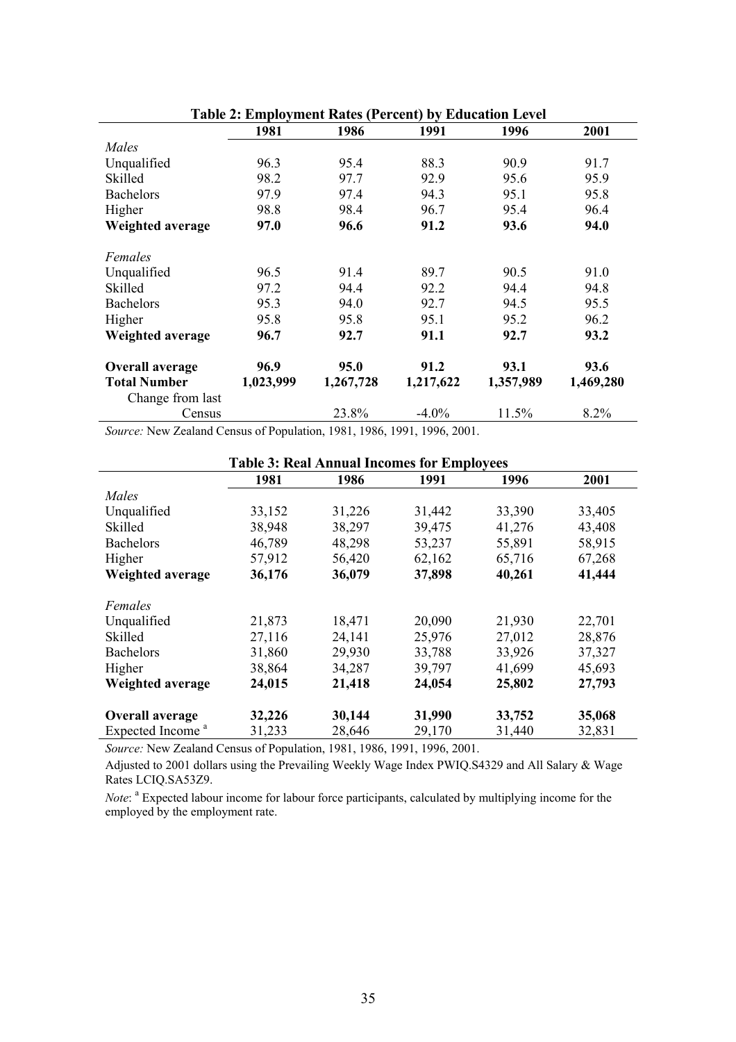**Table 2: Employment Rates (Percent) by Education Level**

| | 1981 | 1986 | 1991 | 1996 | 2001 |
|---|---|---|---|---|---|
| *Males* | | | | | |
| Unqualified | 96.3 | 95.4 | 88.3 | 90.9 | 91.7 |
| Skilled | 98.2 | 97.7 | 92.9 | 95.6 | 95.9 |
| Bachelors | 97.9 | 97.4 | 94.3 | 95.1 | 95.8 |
| Higher | 98.8 | 98.4 | 96.7 | 95.4 | 96.4 |
| **Weighted average** | **97.0** | **96.6** | **91.2** | **93.6** | **94.0** |
| *Females* | | | | | |
| Unqualified | 96.5 | 91.4 | 89.7 | 90.5 | 91.0 |
| Skilled | 97.2 | 94.4 | 92.2 | 94.4 | 94.8 |
| Bachelors | 95.3 | 94.0 | 92.7 | 94.5 | 95.5 |
| Higher | 95.8 | 95.8 | 95.1 | 95.2 | 96.2 |
| **Weighted average** | **96.7** | **92.7** | **91.1** | **92.7** | **93.2** |
| **Overall average** | **96.9** | **95.0** | **91.2** | **93.1** | **93.6** |
| **Total Number** | **1,023,999** | **1,267,728** | **1,217,622** | **1,357,989** | **1,469,280** |
| Change from last Census | | 23.8% | -4.0% | 11.5% | 8.2% |

*Source:* New Zealand Census of Population, 1981, 1986, 1991, 1996, 2001.

**Table 3: Real Annual Incomes for Employees**

| | 1981 | 1986 | 1991 | 1996 | 2001 |
|---|---|---|---|---|---|
| *Males* | | | | | |
| Unqualified | 33,152 | 31,226 | 31,442 | 33,390 | 33,405 |
| Skilled | 38,948 | 38,297 | 39,475 | 41,276 | 43,408 |
| Bachelors | 46,789 | 48,298 | 53,237 | 55,891 | 58,915 |
| Higher | 57,912 | 56,420 | 62,162 | 65,716 | 67,268 |
| **Weighted average** | **36,176** | **36,079** | **37,898** | **40,261** | **41,444** |
| *Females* | | | | | |
| Unqualified | 21,873 | 18,471 | 20,090 | 21,930 | 22,701 |
| Skilled | 27,116 | 24,141 | 25,976 | 27,012 | 28,876 |
| Bachelors | 31,860 | 29,930 | 33,788 | 33,926 | 37,327 |
| Higher | 38,864 | 34,287 | 39,797 | 41,699 | 45,693 |
| **Weighted average** | **24,015** | **21,418** | **24,054** | **25,802** | **27,793** |
| **Overall average** | **32,226** | **30,144** | **31,990** | **33,752** | **35,068** |
| Expected Income [a] | 31,233 | 28,646 | 29,170 | 31,440 | 32,831 |

*Source:* New Zealand Census of Population, 1981, 1986, 1991, 1996, 2001.

Adjusted to 2001 dollars using the Prevailing Weekly Wage Index PWIQ.S4329 and All Salary & Wage Rates LCIQ.SA53Z9.

*Note*: [a] Expected labour income for labour force participants, calculated by multiplying income for the employed by the employment rate.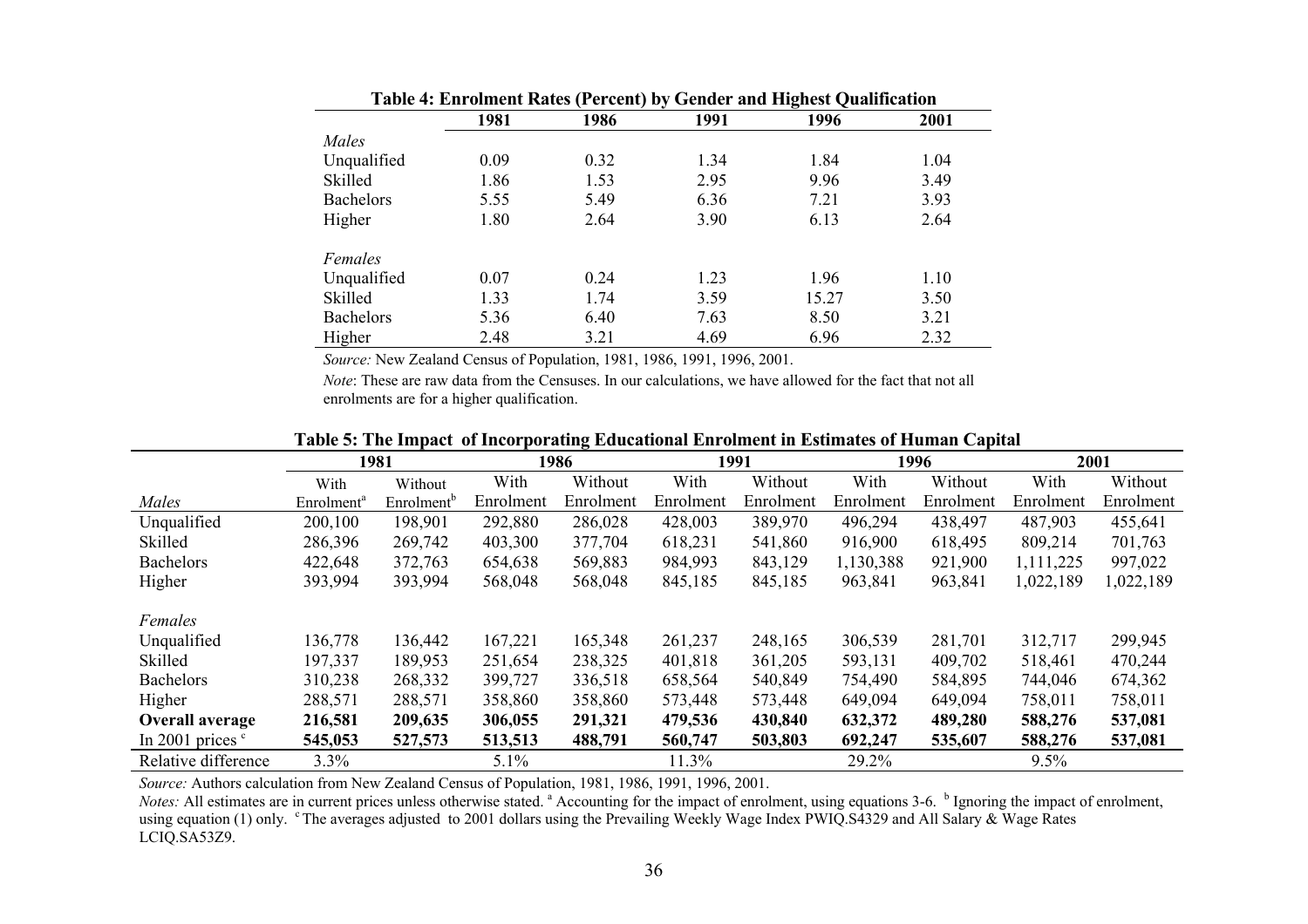**Table 4: Enrolment Rates (Percent) by Gender and Highest Qualification**

| | 1981 | 1986 | 1991 | 1996 | 2001 |
|---|---|---|---|---|---|
| *Males* | | | | | |
| Unqualified | 0.09 | 0.32 | 1.34 | 1.84 | 1.04 |
| Skilled | 1.86 | 1.53 | 2.95 | 9.96 | 3.49 |
| Bachelors | 5.55 | 5.49 | 6.36 | 7.21 | 3.93 |
| Higher | 1.80 | 2.64 | 3.90 | 6.13 | 2.64 |
| *Females* | | | | | |
| Unqualified | 0.07 | 0.24 | 1.23 | 1.96 | 1.10 |
| Skilled | 1.33 | 1.74 | 3.59 | 15.27 | 3.50 |
| Bachelors | 5.36 | 6.40 | 7.63 | 8.50 | 3.21 |
| Higher | 2.48 | 3.21 | 4.69 | 6.96 | 2.32 |

*Source:* New Zealand Census of Population, 1981, 1986, 1991, 1996, 2001.

*Note*: These are raw data from the Censuses. In our calculations, we have allowed for the fact that not all enrolments are for a higher qualification.

**Table 5: The Impact of Incorporating Educational Enrolment in Estimates of Human Capital**

| | 1981 | | 1986 | | 1991 | | 1996 | | 2001 | |
|---|---|---|---|---|---|---|---|---|---|---|
| *Males* | With Enrolment[a] | Without Enrolment[b] | With Enrolment | Without Enrolment | With Enrolment | Without Enrolment | With Enrolment | Without Enrolment | With Enrolment | Without Enrolment |
| Unqualified | 200,100 | 198,901 | 292,880 | 286,028 | 428,003 | 389,970 | 496,294 | 438,497 | 487,903 | 455,641 |
| Skilled | 286,396 | 269,742 | 403,300 | 377,704 | 618,231 | 541,860 | 916,900 | 618,495 | 809,214 | 701,763 |
| Bachelors | 422,648 | 372,763 | 654,638 | 569,883 | 984,993 | 843,129 | 1,130,388 | 921,900 | 1,111,225 | 997,022 |
| Higher | 393,994 | 393,994 | 568,048 | 568,048 | 845,185 | 845,185 | 963,841 | 963,841 | 1,022,189 | 1,022,189 |
| *Females* | | | | | | | | | | |
| Unqualified | 136,778 | 136,442 | 167,221 | 165,348 | 261,237 | 248,165 | 306,539 | 281,701 | 312,717 | 299,945 |
| Skilled | 197,337 | 189,953 | 251,654 | 238,325 | 401,818 | 361,205 | 593,131 | 409,702 | 518,461 | 470,244 |
| Bachelors | 310,238 | 268,332 | 399,727 | 336,518 | 658,564 | 540,849 | 754,490 | 584,895 | 744,046 | 674,362 |
| Higher | 288,571 | 288,571 | 358,860 | 358,860 | 573,448 | 573,448 | 649,094 | 649,094 | 758,011 | 758,011 |
| **Overall average** | **216,581** | **209,635** | **306,055** | **291,321** | **479,536** | **430,840** | **632,372** | **489,280** | **588,276** | **537,081** |
| **In 2001 prices [c]** | **545,053** | **527,573** | **513,513** | **488,791** | **560,747** | **503,803** | **692,247** | **535,607** | **588,276** | **537,081** |
| Relative difference | 3.3% | | 5.1% | | 11.3% | | 29.2% | | 9.5% | |

*Source:* Authors calculation from New Zealand Census of Population, 1981, 1986, 1991, 1996, 2001.

*Notes:* All estimates are in current prices unless otherwise stated. [a] Accounting for the impact of enrolment, using equations 3-6. [b] Ignoring the impact of enrolment, using equation (1) only. [c] The averages adjusted to 2001 dollars using the Prevailing Weekly Wage Index PWIQ.S4329 and All Salary & Wage Rates LCIQ.SA53Z9.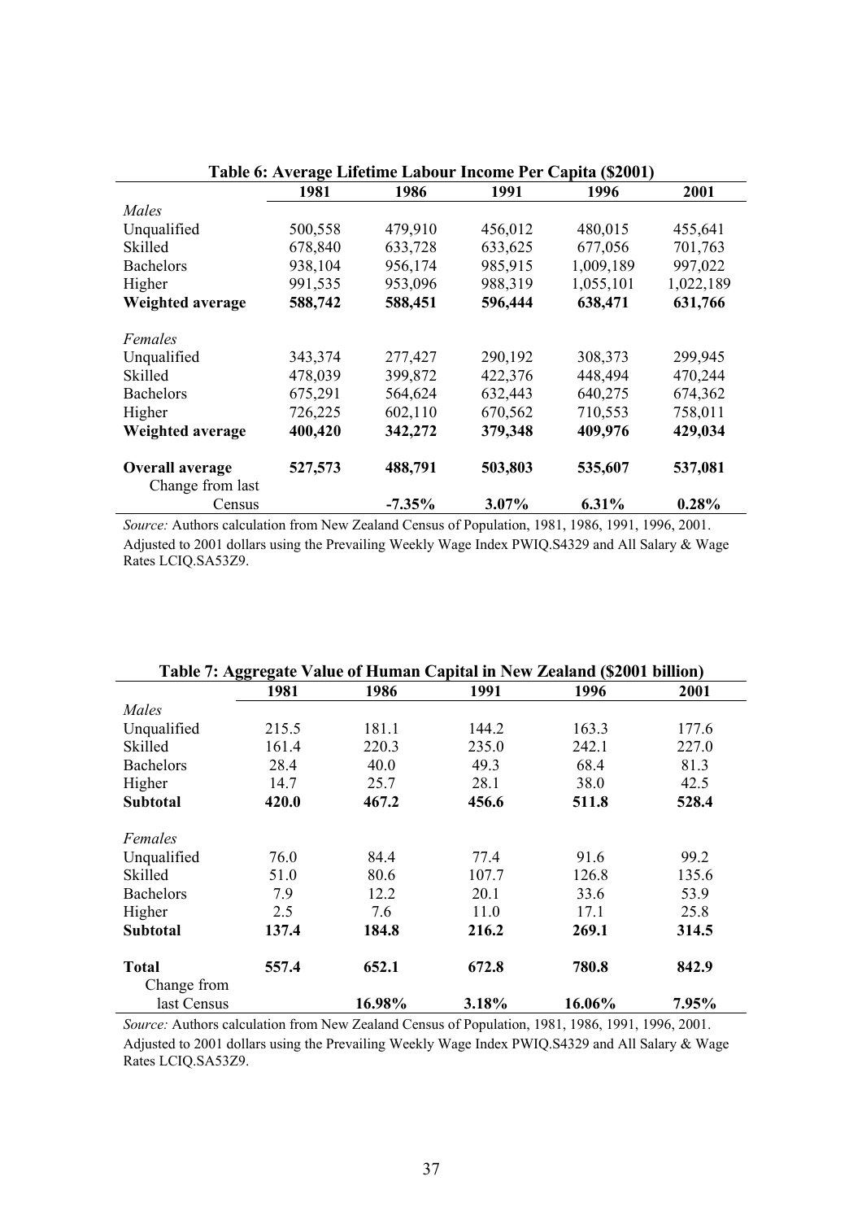**Table 6: Average Lifetime Labour Income Per Capita ($2001)**

| | 1981 | 1986 | 1991 | 1996 | 2001 |
|---|---|---|---|---|---|
| *Males* | | | | | |
| Unqualified | 500,558 | 479,910 | 456,012 | 480,015 | 455,641 |
| Skilled | 678,840 | 633,728 | 633,625 | 677,056 | 701,763 |
| Bachelors | 938,104 | 956,174 | 985,915 | 1,009,189 | 997,022 |
| Higher | 991,535 | 953,096 | 988,319 | 1,055,101 | 1,022,189 |
| **Weighted average** | **588,742** | **588,451** | **596,444** | **638,471** | **631,766** |
| *Females* | | | | | |
| Unqualified | 343,374 | 277,427 | 290,192 | 308,373 | 299,945 |
| Skilled | 478,039 | 399,872 | 422,376 | 448,494 | 470,244 |
| Bachelors | 675,291 | 564,624 | 632,443 | 640,275 | 674,362 |
| Higher | 726,225 | 602,110 | 670,562 | 710,553 | 758,011 |
| **Weighted average** | **400,420** | **342,272** | **379,348** | **409,976** | **429,034** |
| **Overall average** | **527,573** | **488,791** | **503,803** | **535,607** | **537,081** |
| Change from last Census | | **-7.35%** | **3.07%** | **6.31%** | **0.28%** |

*Source:* Authors calculation from New Zealand Census of Population, 1981, 1986, 1991, 1996, 2001. Adjusted to 2001 dollars using the Prevailing Weekly Wage Index PWIQ.S4329 and All Salary & Wage Rates LCIQ.SA53Z9.

**Table 7: Aggregate Value of Human Capital in New Zealand ($2001 billion)**

| | 1981 | 1986 | 1991 | 1996 | 2001 |
|---|---|---|---|---|---|
| *Males* | | | | | |
| Unqualified | 215.5 | 181.1 | 144.2 | 163.3 | 177.6 |
| Skilled | 161.4 | 220.3 | 235.0 | 242.1 | 227.0 |
| Bachelors | 28.4 | 40.0 | 49.3 | 68.4 | 81.3 |
| Higher | 14.7 | 25.7 | 28.1 | 38.0 | 42.5 |
| **Subtotal** | **420.0** | **467.2** | **456.6** | **511.8** | **528.4** |
| *Females* | | | | | |
| Unqualified | 76.0 | 84.4 | 77.4 | 91.6 | 99.2 |
| Skilled | 51.0 | 80.6 | 107.7 | 126.8 | 135.6 |
| Bachelors | 7.9 | 12.2 | 20.1 | 33.6 | 53.9 |
| Higher | 2.5 | 7.6 | 11.0 | 17.1 | 25.8 |
| **Subtotal** | **137.4** | **184.8** | **216.2** | **269.1** | **314.5** |
| **Total** | **557.4** | **652.1** | **672.8** | **780.8** | **842.9** |
| Change from last Census | | **16.98%** | **3.18%** | **16.06%** | **7.95%** |

*Source:* Authors calculation from New Zealand Census of Population, 1981, 1986, 1991, 1996, 2001. Adjusted to 2001 dollars using the Prevailing Weekly Wage Index PWIQ.S4329 and All Salary & Wage Rates LCIQ.SA53Z9.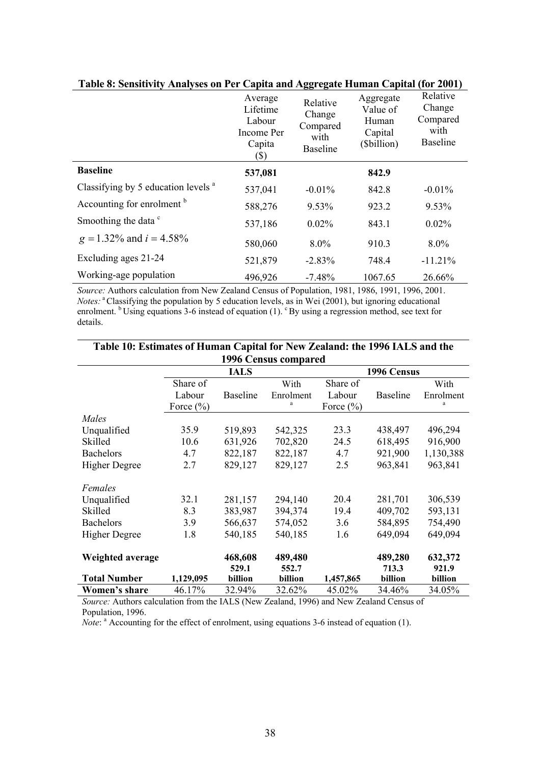**Table 8: Sensitivity Analyses on Per Capita and Aggregate Human Capital (for 2001)**

| | Average Lifetime Labour Income Per Capita ($) | Relative Change Compared with Baseline | Aggregate Value of Human Capital ($billion) | Relative Change Compared with Baseline |
|---|---|---|---|---|
| **Baseline** | **537,081** | | **842.9** | |
| Classifying by 5 education levels [a] | 537,041 | -0.01% | 842.8 | -0.01% |
| Accounting for enrolment [b] | 588,276 | 9.53% | 923.2 | 9.53% |
| Smoothing the data [c] | 537,186 | 0.02% | 843.1 | 0.02% |
| $g = 1.32\%$ and $i = 4.58\%$ | 580,060 | 8.0% | 910.3 | 8.0% |
| Excluding ages 21-24 | 521,879 | -2.83% | 748.4 | -11.21% |
| Working-age population | 496,926 | -7.48% | 1067.65 | 26.66% |

*Source:* Authors calculation from New Zealand Census of Population, 1981, 1986, 1991, 1996, 2001.
*Notes:* [a] Classifying the population by 5 education levels, as in Wei (2001), but ignoring educational enrolment. [b] Using equations 3-6 instead of equation (1). [c] By using a regression method, see text for details.

**Table 10: Estimates of Human Capital for New Zealand: the 1996 IALS and the 1996 Census compared**

| | IALS | | | 1996 Census | | |
|---|---|---|---|---|---|---|
| | Share of Labour Force (%) | Baseline | With Enrolment [a] | Share of Labour Force (%) | Baseline | With Enrolment [a] |
| *Males* | | | | | | |
| Unqualified | 35.9 | 519,893 | 542,325 | 23.3 | 438,497 | 496,294 |
| Skilled | 10.6 | 631,926 | 702,820 | 24.5 | 618,495 | 916,900 |
| Bachelors | 4.7 | 822,187 | 822,187 | 4.7 | 921,900 | 1,130,388 |
| Higher Degree | 2.7 | 829,127 | 829,127 | 2.5 | 963,841 | 963,841 |
| *Females* | | | | | | |
| Unqualified | 32.1 | 281,157 | 294,140 | 20.4 | 281,701 | 306,539 |
| Skilled | 8.3 | 383,987 | 394,374 | 19.4 | 409,702 | 593,131 |
| Bachelors | 3.9 | 566,637 | 574,052 | 3.6 | 584,895 | 754,490 |
| Higher Degree | 1.8 | 540,185 | 540,185 | 1.6 | 649,094 | 649,094 |
| **Weighted average** | | **468,608** | **489,480** | | **489,280** | **632,372** |
| **Total Number** | **1,129,095** | **529.1 billion** | **552.7 billion** | **1,457,865** | **713.3 billion** | **921.9 billion** |
| **Women's share** | 46.17% | 32.94% | 32.62% | 45.02% | 34.46% | 34.05% |

*Source:* Authors calculation from the IALS (New Zealand, 1996) and New Zealand Census of Population, 1996.
*Note*: [a] Accounting for the effect of enrolment, using equations 3-6 instead of equation (1).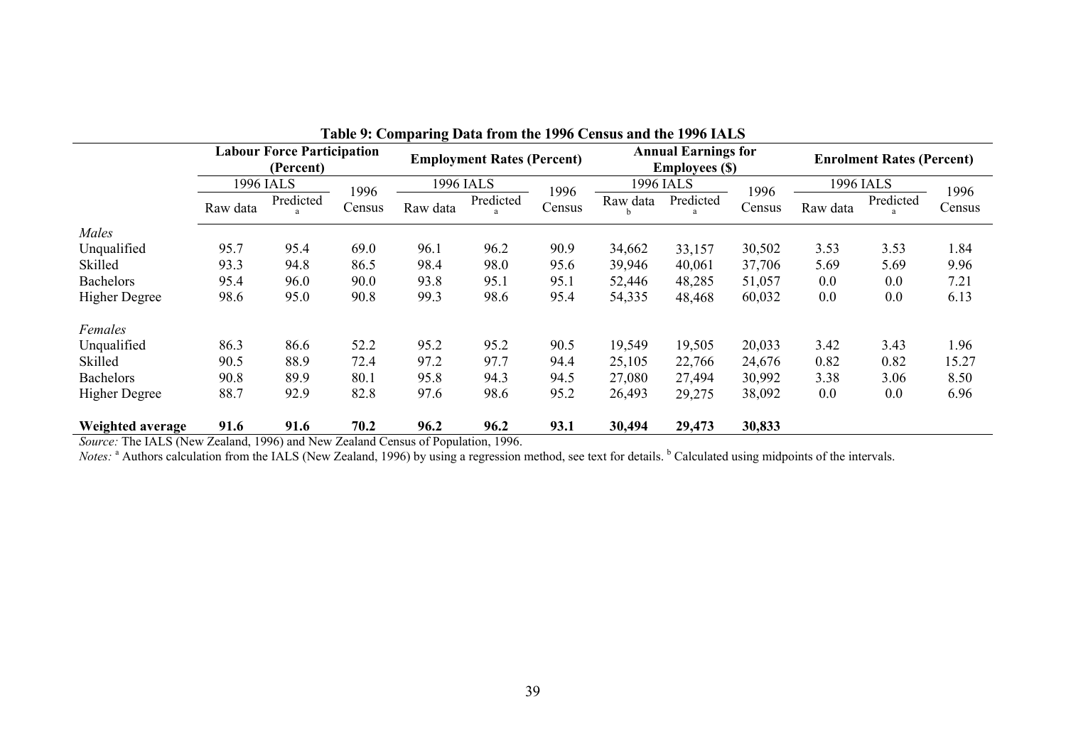**Table 9: Comparing Data from the 1996 Census and the 1996 IALS**

| | Labour Force Participation (Percent) | | | Employment Rates (Percent) | | | Annual Earnings for Employees ($) | | | Enrolment Rates (Percent) | | |
|---|---|---|---|---|---|---|---|---|---|---|---|---|
| | 1996 IALS | | 1996 Census | 1996 IALS | | 1996 Census | 1996 IALS | | 1996 Census | 1996 IALS | | 1996 Census |
| | Raw data | Predicted [a] | | Raw data | Predicted [a] | | Raw data [b] | Predicted [a] | | Raw data | Predicted [a] | |
| *Males* | | | | | | | | | | | | |
| Unqualified | 95.7 | 95.4 | 69.0 | 96.1 | 96.2 | 90.9 | 34,662 | 33,157 | 30,502 | 3.53 | 3.53 | 1.84 |
| Skilled | 93.3 | 94.8 | 86.5 | 98.4 | 98.0 | 95.6 | 39,946 | 40,061 | 37,706 | 5.69 | 5.69 | 9.96 |
| Bachelors | 95.4 | 96.0 | 90.0 | 93.8 | 95.1 | 95.1 | 52,446 | 48,285 | 51,057 | 0.0 | 0.0 | 7.21 |
| Higher Degree | 98.6 | 95.0 | 90.8 | 99.3 | 98.6 | 95.4 | 54,335 | 48,468 | 60,032 | 0.0 | 0.0 | 6.13 |
| *Females* | | | | | | | | | | | | |
| Unqualified | 86.3 | 86.6 | 52.2 | 95.2 | 95.2 | 90.5 | 19,549 | 19,505 | 20,033 | 3.42 | 3.43 | 1.96 |
| Skilled | 90.5 | 88.9 | 72.4 | 97.2 | 97.7 | 94.4 | 25,105 | 22,766 | 24,676 | 0.82 | 0.82 | 15.27 |
| Bachelors | 90.8 | 89.9 | 80.1 | 95.8 | 94.3 | 94.5 | 27,080 | 27,494 | 30,992 | 3.38 | 3.06 | 8.50 |
| Higher Degree | 88.7 | 92.9 | 82.8 | 97.6 | 98.6 | 95.2 | 26,493 | 29,275 | 38,092 | 0.0 | 0.0 | 6.96 |
| **Weighted average** | **91.6** | **91.6** | **70.2** | **96.2** | **96.2** | **93.1** | **30,494** | **29,473** | **30,833** | | | |

*Source:* The IALS (New Zealand, 1996) and New Zealand Census of Population, 1996.

*Notes:* [a] Authors calculation from the IALS (New Zealand, 1996) by using a regression method, see text for details. [b] Calculated using midpoints of the intervals.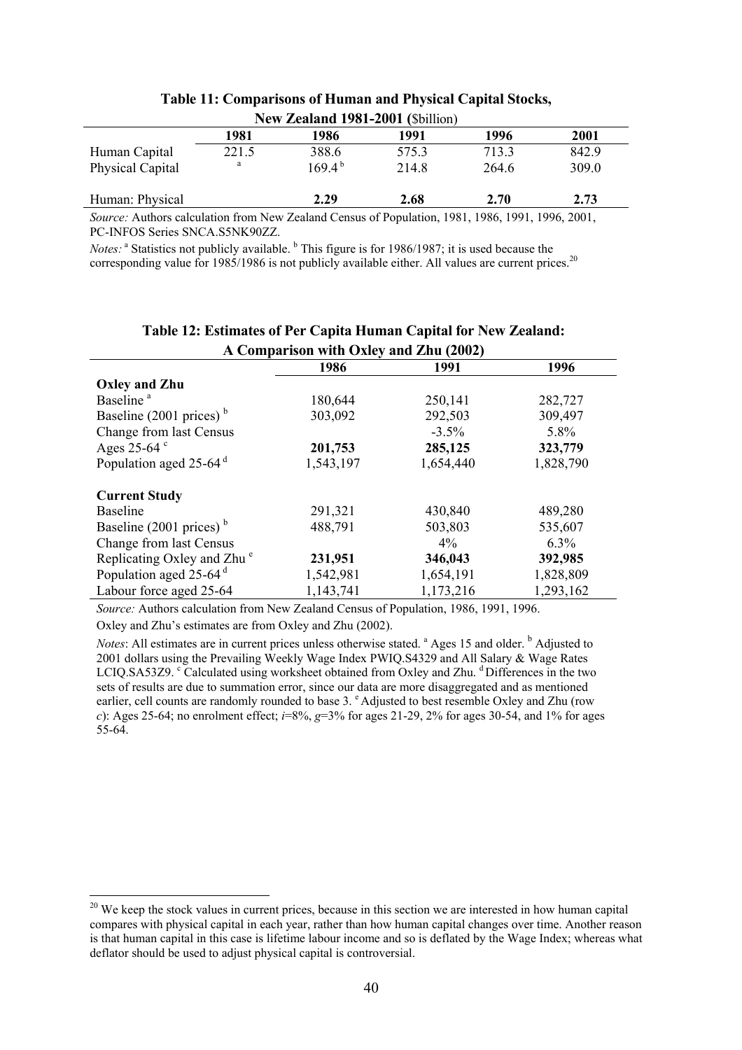**Table 11: Comparisons of Human and Physical Capital Stocks, New Zealand 1981-2001 (\$billion)**

| | 1981 | 1986 | 1991 | 1996 | 2001 |
|---|---|---|---|---|---|
| Human Capital | 221.5 | 388.6 | 575.3 | 713.3 | 842.9 |
| Physical Capital | [a] | 169.4 [b] | 214.8 | 264.6 | 309.0 |
| | | | | | |
| Human: Physical | | **2.29** | **2.68** | **2.70** | **2.73** |

*Source:* Authors calculation from New Zealand Census of Population, 1981, 1986, 1991, 1996, 2001, PC-INFOS Series SNCA.S5NK90ZZ.

*Notes:* [a] Statistics not publicly available. [b] This figure is for 1986/1987; it is used because the corresponding value for 1985/1986 is not publicly available either. All values are current prices.[20]

**Table 12: Estimates of Per Capita Human Capital for New Zealand: A Comparison with Oxley and Zhu (2002)**

| | 1986 | 1991 | 1996 |
|---|---|---|---|
| **Oxley and Zhu** | | | |
| Baseline [a] | 180,644 | 250,141 | 282,727 |
| Baseline (2001 prices) [b] | 303,092 | 292,503 | 309,497 |
| Change from last Census | | -3.5% | 5.8% |
| Ages 25-64 [c] | **201,753** | **285,125** | **323,779** |
| Population aged 25-64 [d] | 1,543,197 | 1,654,440 | 1,828,790 |
| | | | |
| **Current Study** | | | |
| Baseline | 291,321 | 430,840 | 489,280 |
| Baseline (2001 prices) [b] | 488,791 | 503,803 | 535,607 |
| Change from last Census | | 4% | 6.3% |
| Replicating Oxley and Zhu [e] | **231,951** | **346,043** | **392,985** |
| Population aged 25-64 [d] | 1,542,981 | 1,654,191 | 1,828,809 |
| Labour force aged 25-64 | 1,143,741 | 1,173,216 | 1,293,162 |

*Source:* Authors calculation from New Zealand Census of Population, 1986, 1991, 1996.

Oxley and Zhu's estimates are from Oxley and Zhu (2002).

*Notes*: All estimates are in current prices unless otherwise stated. [a] Ages 15 and older. [b] Adjusted to 2001 dollars using the Prevailing Weekly Wage Index PWIQ.S4329 and All Salary & Wage Rates LCIQ.SA53Z9. [c] Calculated using worksheet obtained from Oxley and Zhu. [d] Differences in the two sets of results are due to summation error, since our data are more disaggregated and as mentioned earlier, cell counts are randomly rounded to base 3. [e] Adjusted to best resemble Oxley and Zhu (row *c*): Ages 25-64; no enrolment effect; $i$=8%, $g$=3% for ages 21-29, 2% for ages 30-54, and 1% for ages 55-64.

---

[20] We keep the stock values in current prices, because in this section we are interested in how human capital compares with physical capital in each year, rather than how human capital changes over time. Another reason is that human capital in this case is lifetime labour income and so is deflated by the Wage Index; whereas what deflator should be used to adjust physical capital is controversial.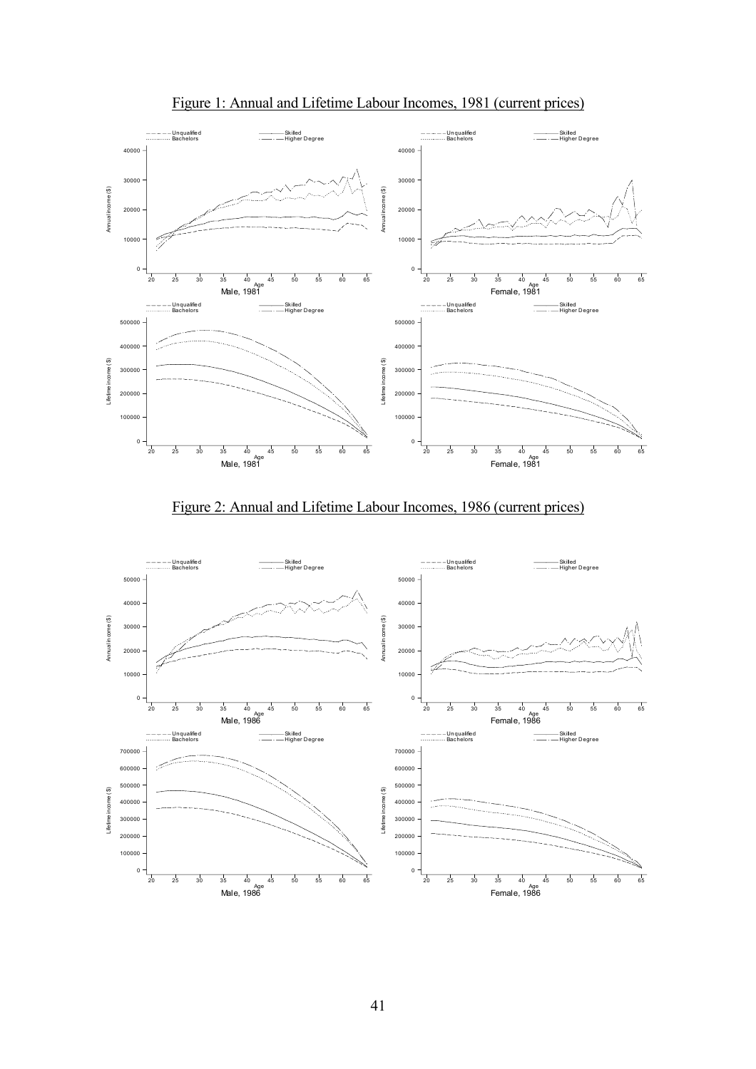Figure 1: Annual and Lifetime Labour Incomes, 1981 (current prices)

Figure 2: Annual and Lifetime Labour Incomes, 1986 (current prices)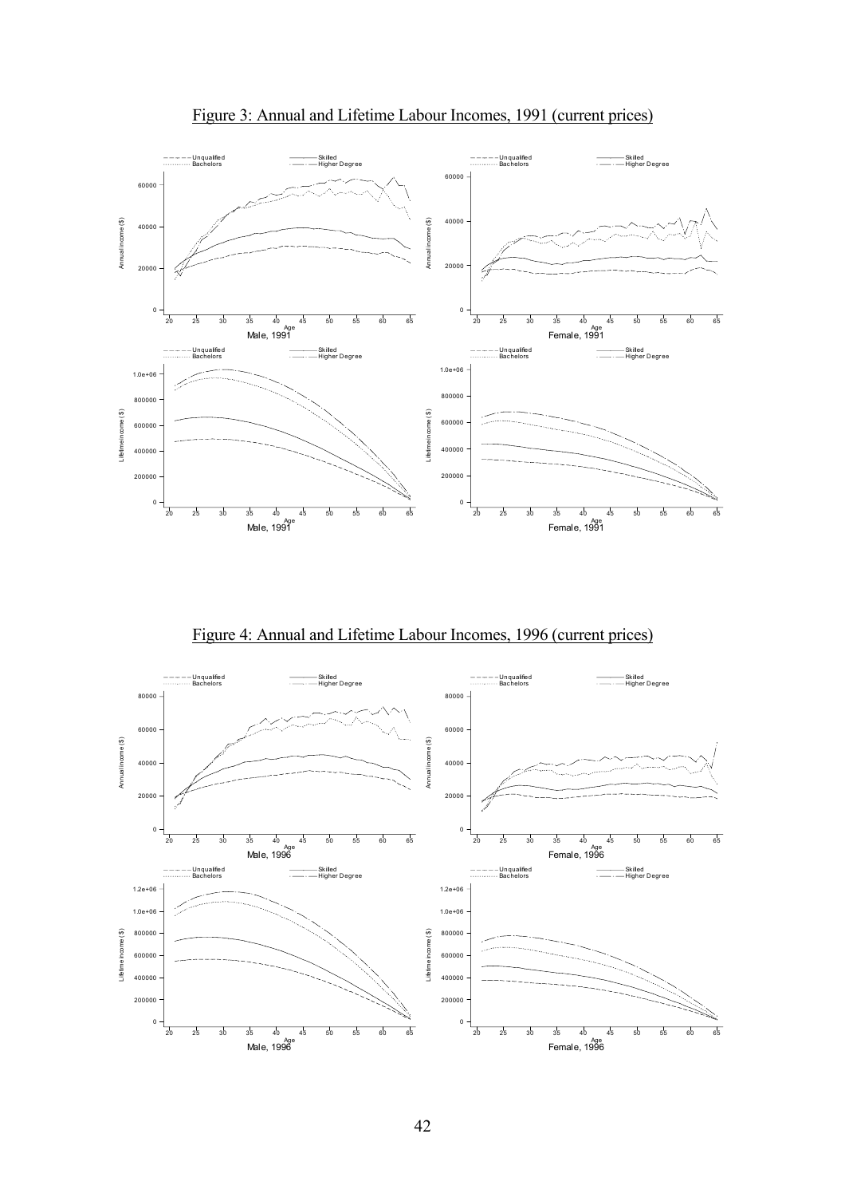Figure 3: Annual and Lifetime Labour Incomes, 1991 (current prices)

Figure 4: Annual and Lifetime Labour Incomes, 1996 (current prices)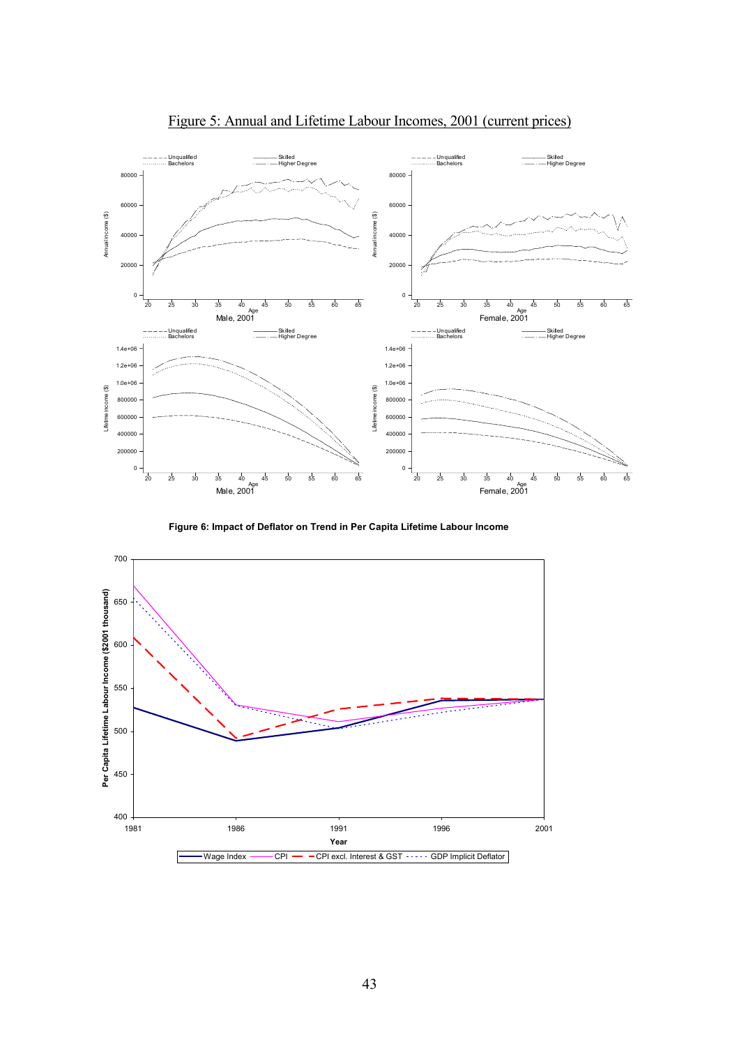Figure 5: Annual and Lifetime Labour Incomes, 2001 (current prices)

Figure 6: Impact of Deflator on Trend in Per Capita Lifetime Labour Income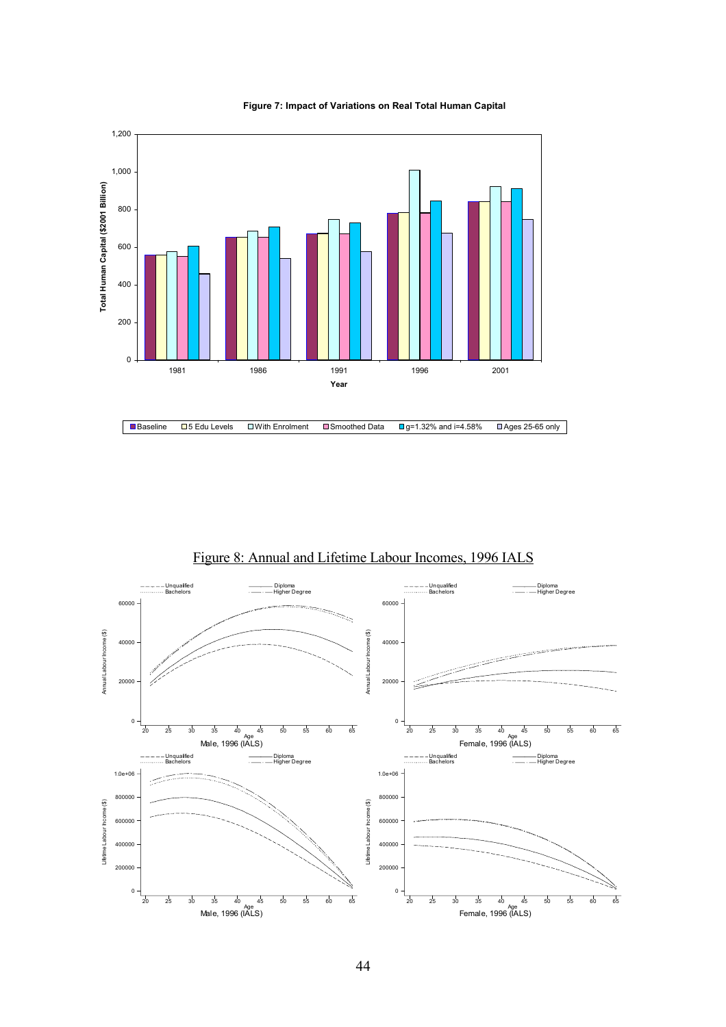**Figure 7: Impact of Variations on Real Total Human Capital**

Figure 8: Annual and Lifetime Labour Incomes, 1996 IALS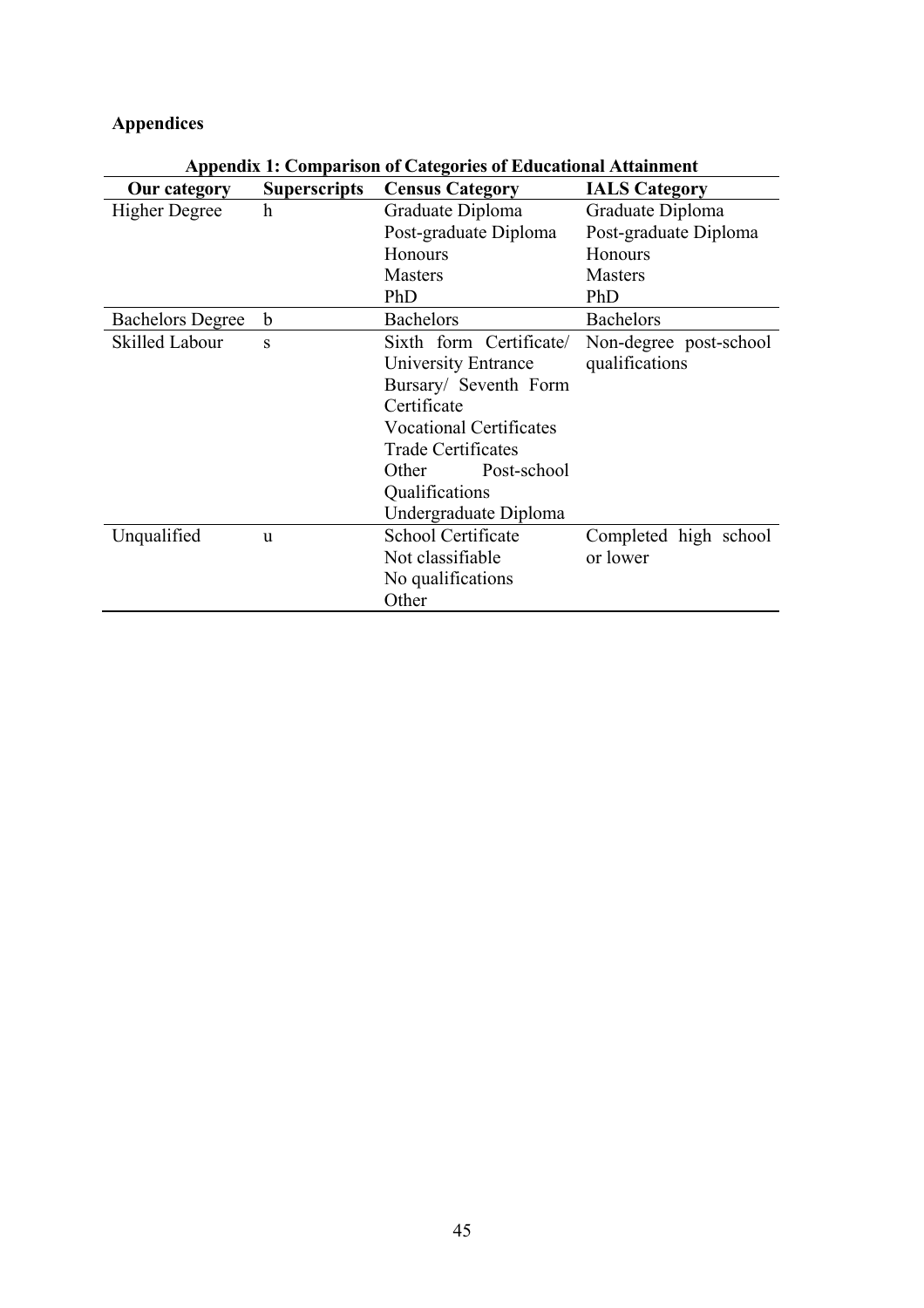## Appendices

**Appendix 1: Comparison of Categories of Educational Attainment**

| Our category | Superscripts | Census Category | IALS Category |
|---|---|---|---|
| Higher Degree | h | Graduate Diploma<br>Post-graduate Diploma<br>Honours<br>Masters<br>PhD | Graduate Diploma<br>Post-graduate Diploma<br>Honours<br>Masters<br>PhD |
| Bachelors Degree | b | Bachelors | Bachelors |
| Skilled Labour | s | Sixth form Certificate/ University Entrance<br>Bursary/ Seventh Form Certificate<br>Vocational Certificates<br>Trade Certificates<br>Other Post-school Qualifications<br>Undergraduate Diploma | Non-degree post-school qualifications |
| Unqualified | u | School Certificate<br>Not classifiable<br>No qualifications<br>Other | Completed high school or lower |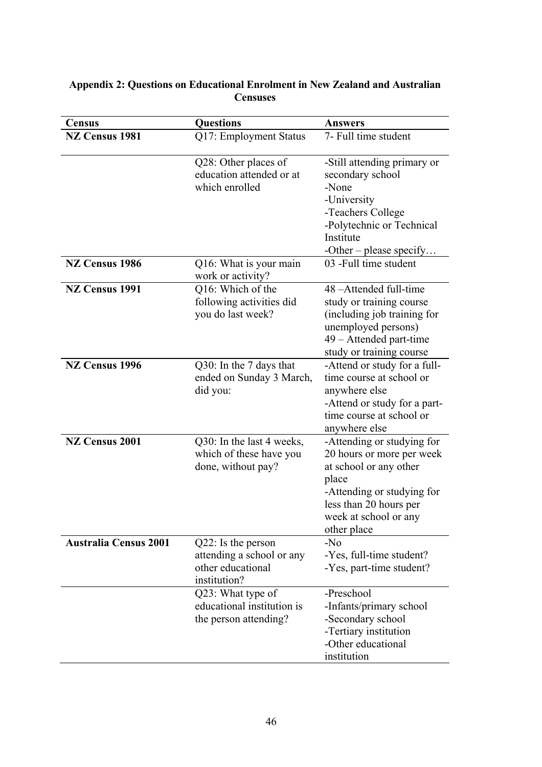**Appendix 2: Questions on Educational Enrolment in New Zealand and Australian Censuses**

| Census | Questions | Answers |
|---|---|---|
| **NZ Census 1981** | Q17: Employment Status | 7- Full time student |
| | Q28: Other places of education attended or at which enrolled | -Still attending primary or secondary school<br>-None<br>-University<br>-Teachers College<br>-Polytechnic or Technical Institute<br>-Other – please specify… |
| **NZ Census 1986** | Q16: What is your main work or activity? | 03 -Full time student |
| **NZ Census 1991** | Q16: Which of the following activities did you do last week? | 48 –Attended full-time study or training course (including job training for unemployed persons)<br>49 – Attended part-time study or training course |
| **NZ Census 1996** | Q30: In the 7 days that ended on Sunday 3 March, did you: | -Attend or study for a full-time course at school or anywhere else<br>-Attend or study for a part-time course at school or anywhere else |
| **NZ Census 2001** | Q30: In the last 4 weeks, which of these have you done, without pay? | -Attending or studying for 20 hours or more per week at school or any other place<br>-Attending or studying for less than 20 hours per week at school or any other place |
| **Australia Census 2001** | Q22: Is the person attending a school or any other educational institution? | -No<br>-Yes, full-time student?<br>-Yes, part-time student? |
| | Q23: What type of educational institution is the person attending? | -Preschool<br>-Infants/primary school<br>-Secondary school<br>-Tertiary institution<br>-Other educational institution |